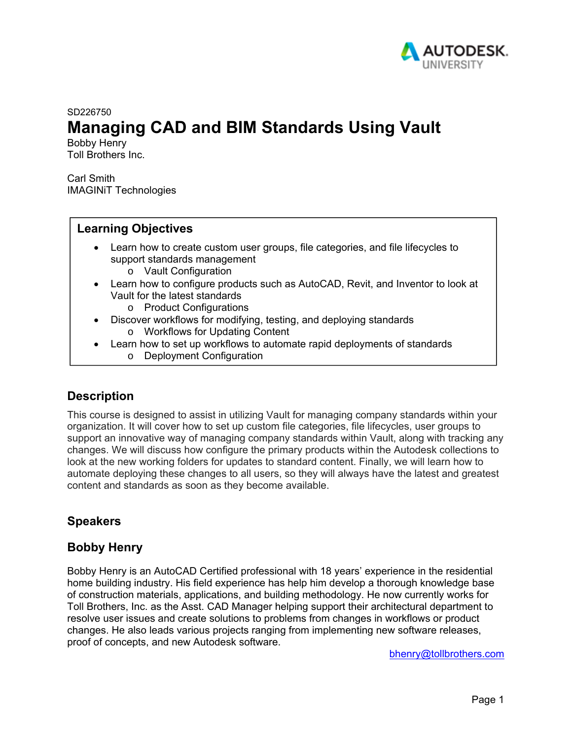SD226750

# Managing CAD and BIM Standards Using Vault

Bobby Henry
Toll Brothers Inc.

Carl Smith
IMAGINiT Technologies

## Learning Objectives

- Learn how to create custom user groups, file categories, and file lifecycles to support standards management
  - Vault Configuration
- Learn how to configure products such as AutoCAD, Revit, and Inventor to look at Vault for the latest standards
  - Product Configurations
- Discover workflows for modifying, testing, and deploying standards
  - Workflows for Updating Content
- Learn how to set up workflows to automate rapid deployments of standards
  - Deployment Configuration

## Description

This course is designed to assist in utilizing Vault for managing company standards within your organization. It will cover how to set up custom file categories, file lifecycles, user groups to support an innovative way of managing company standards within Vault, along with tracking any changes. We will discuss how configure the primary products within the Autodesk collections to look at the new working folders for updates to standard content. Finally, we will learn how to automate deploying these changes to all users, so they will always have the latest and greatest content and standards as soon as they become available.

## Speakers

## Bobby Henry

Bobby Henry is an AutoCAD Certified professional with 18 years' experience in the residential home building industry. His field experience has help him develop a thorough knowledge base of construction materials, applications, and building methodology. He now currently works for Toll Brothers, Inc. as the Asst. CAD Manager helping support their architectural department to resolve user issues and create solutions to problems from changes in workflows or product changes. He also leads various projects ranging from implementing new software releases, proof of concepts, and new Autodesk software.

bhenry@tollbrothers.com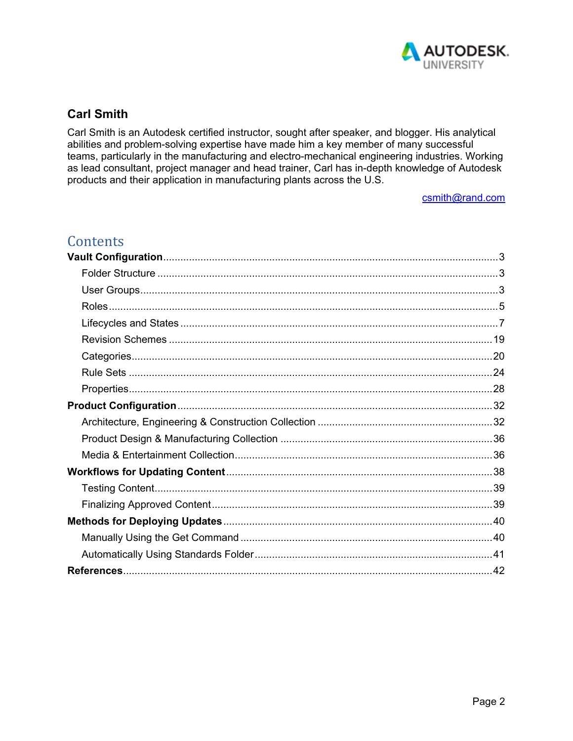## Carl Smith

Carl Smith is an Autodesk certified instructor, sought after speaker, and blogger. His analytical abilities and problem-solving expertise have made him a key member of many successful teams, particularly in the manufacturing and electro-mechanical engineering industries. Working as lead consultant, project manager and head trainer, Carl has in-depth knowledge of Autodesk products and their application in manufacturing plants across the U.S.

csmith@rand.com

# Contents

**Vault Configuration** .......... 3

- Folder Structure .......... 3
- User Groups .......... 3
- Roles .......... 5
- Lifecycles and States .......... 7
- Revision Schemes .......... 19
- Categories .......... 20
- Rule Sets .......... 24
- Properties .......... 28

**Product Configuration** .......... 32

- Architecture, Engineering & Construction Collection .......... 32
- Product Design & Manufacturing Collection .......... 36
- Media & Entertainment Collection .......... 36

**Workflows for Updating Content** .......... 38

- Testing Content .......... 39
- Finalizing Approved Content .......... 39

**Methods for Deploying Updates** .......... 40

- Manually Using the Get Command .......... 40
- Automatically Using Standards Folder .......... 41

**References** .......... 42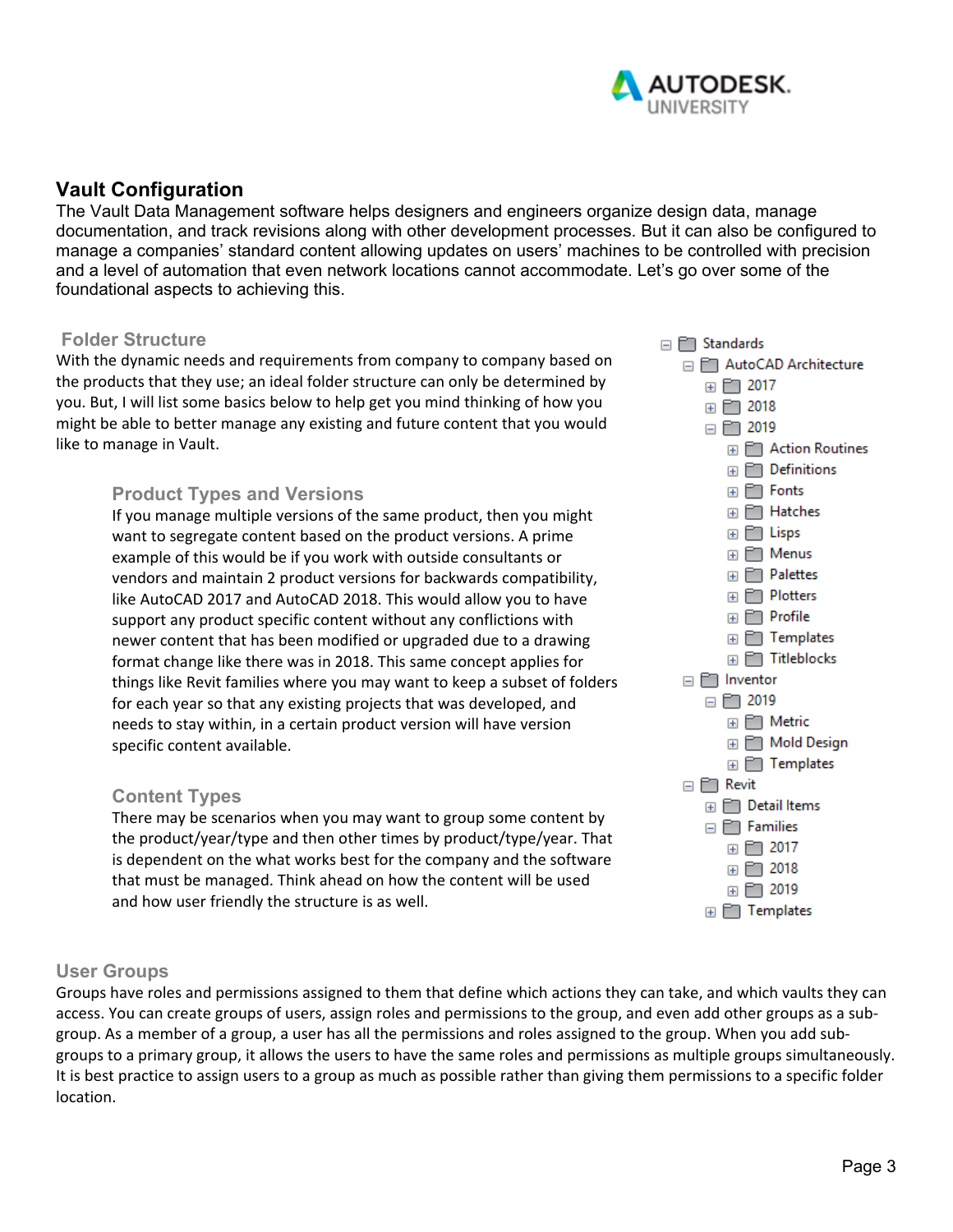## Vault Configuration

The Vault Data Management software helps designers and engineers organize design data, manage documentation, and track revisions along with other development processes. But it can also be configured to manage a companies' standard content allowing updates on users' machines to be controlled with precision and a level of automation that even network locations cannot accommodate. Let's go over some of the foundational aspects to achieving this.

### Folder Structure

With the dynamic needs and requirements from company to company based on the products that they use; an ideal folder structure can only be determined by you. But, I will list some basics below to help get you mind thinking of how you might be able to better manage any existing and future content that you would like to manage in Vault.

#### Product Types and Versions

If you manage multiple versions of the same product, then you might want to segregate content based on the product versions. A prime example of this would be if you work with outside consultants or vendors and maintain 2 product versions for backwards compatibility, like AutoCAD 2017 and AutoCAD 2018. This would allow you to have support any product specific content without any conflictions with newer content that has been modified or upgraded due to a drawing format change like there was in 2018. This same concept applies for things like Revit families where you may want to keep a subset of folders for each year so that any existing projects that was developed, and needs to stay within, in a certain product version will have version specific content available.

#### Content Types

There may be scenarios when you may want to group some content by the product/year/type and then other times by product/type/year. That is dependent on the what works best for the company and the software that must be managed. Think ahead on how the content will be used and how user friendly the structure is as well.

- Standards
  - AutoCAD Architecture
    - 2017
    - 2018
    - 2019
      - Action Routines
      - Definitions
      - Fonts
      - Hatches
      - Lisps
      - Menus
      - Palettes
      - Plotters
      - Profile
      - Templates
      - Titleblocks
  - Inventor
    - 2019
      - Metric
      - Mold Design
      - Templates
  - Revit
    - Detail Items
    - Families
      - 2017
      - 2018
      - 2019
    - Templates

### User Groups

Groups have roles and permissions assigned to them that define which actions they can take, and which vaults they can access. You can create groups of users, assign roles and permissions to the group, and even add other groups as a sub-group. As a member of a group, a user has all the permissions and roles assigned to the group. When you add sub-groups to a primary group, it allows the users to have the same roles and permissions as multiple groups simultaneously. It is best practice to assign users to a group as much as possible rather than giving them permissions to a specific folder location.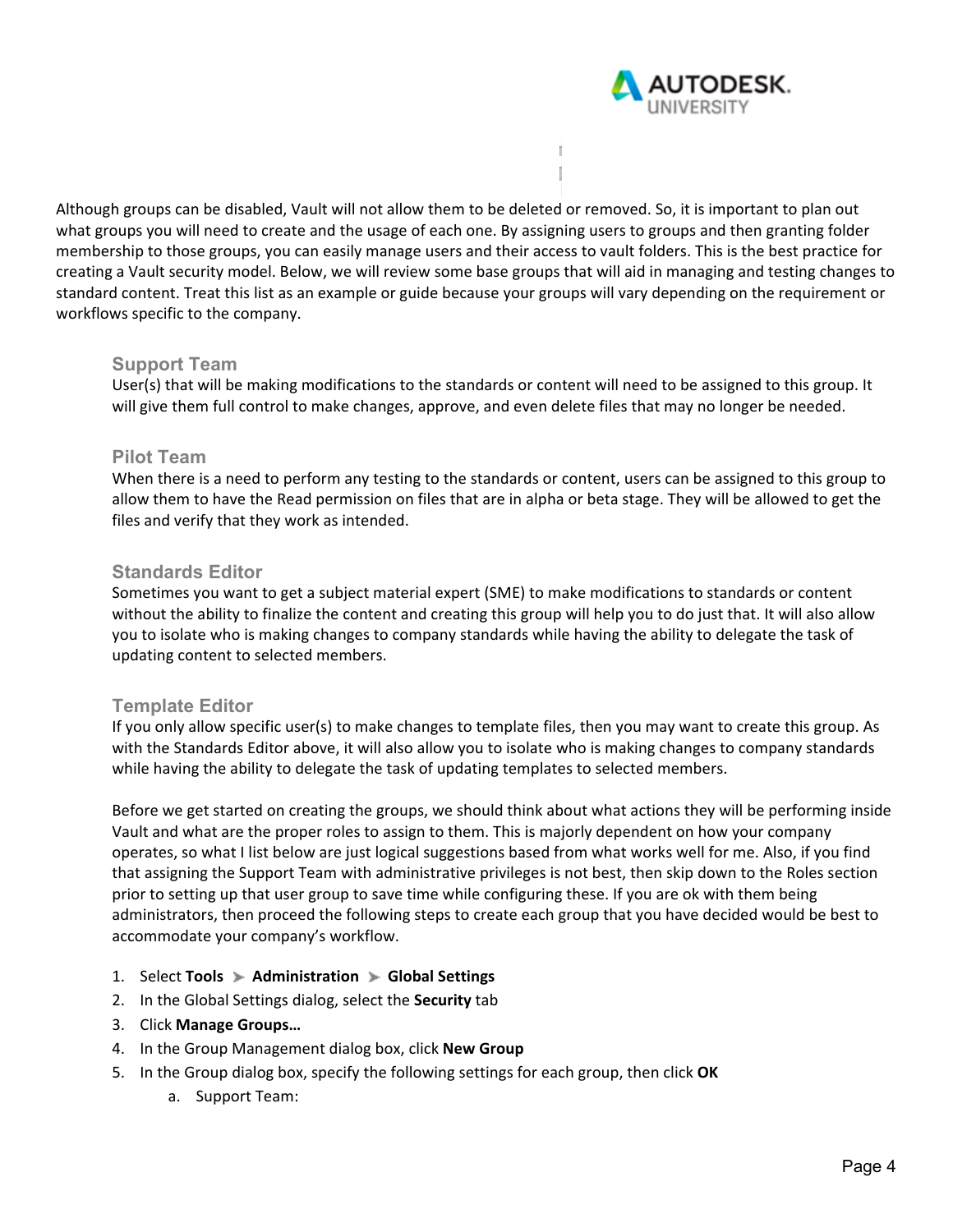Although groups can be disabled, Vault will not allow them to be deleted or removed. So, it is important to plan out what groups you will need to create and the usage of each one. By assigning users to groups and then granting folder membership to those groups, you can easily manage users and their access to vault folders. This is the best practice for creating a Vault security model. Below, we will review some base groups that will aid in managing and testing changes to standard content. Treat this list as an example or guide because your groups will vary depending on the requirement or workflows specific to the company.

### Support Team

User(s) that will be making modifications to the standards or content will need to be assigned to this group. It will give them full control to make changes, approve, and even delete files that may no longer be needed.

### Pilot Team

When there is a need to perform any testing to the standards or content, users can be assigned to this group to allow them to have the Read permission on files that are in alpha or beta stage. They will be allowed to get the files and verify that they work as intended.

### Standards Editor

Sometimes you want to get a subject material expert (SME) to make modifications to standards or content without the ability to finalize the content and creating this group will help you to do just that. It will also allow you to isolate who is making changes to company standards while having the ability to delegate the task of updating content to selected members.

### Template Editor

If you only allow specific user(s) to make changes to template files, then you may want to create this group. As with the Standards Editor above, it will also allow you to isolate who is making changes to company standards while having the ability to delegate the task of updating templates to selected members.

Before we get started on creating the groups, we should think about what actions they will be performing inside Vault and what are the proper roles to assign to them. This is majorly dependent on how your company operates, so what I list below are just logical suggestions based from what works well for me. Also, if you find that assigning the Support Team with administrative privileges is not best, then skip down to the Roles section prior to setting up that user group to save time while configuring these. If you are ok with them being administrators, then proceed the following steps to create each group that you have decided would be best to accommodate your company's workflow.

1. Select **Tools** ➤ **Administration** ➤ **Global Settings**
2. In the Global Settings dialog, select the **Security** tab
3. Click **Manage Groups…**
4. In the Group Management dialog box, click **New Group**
5. In the Group dialog box, specify the following settings for each group, then click **OK**
   a. Support Team: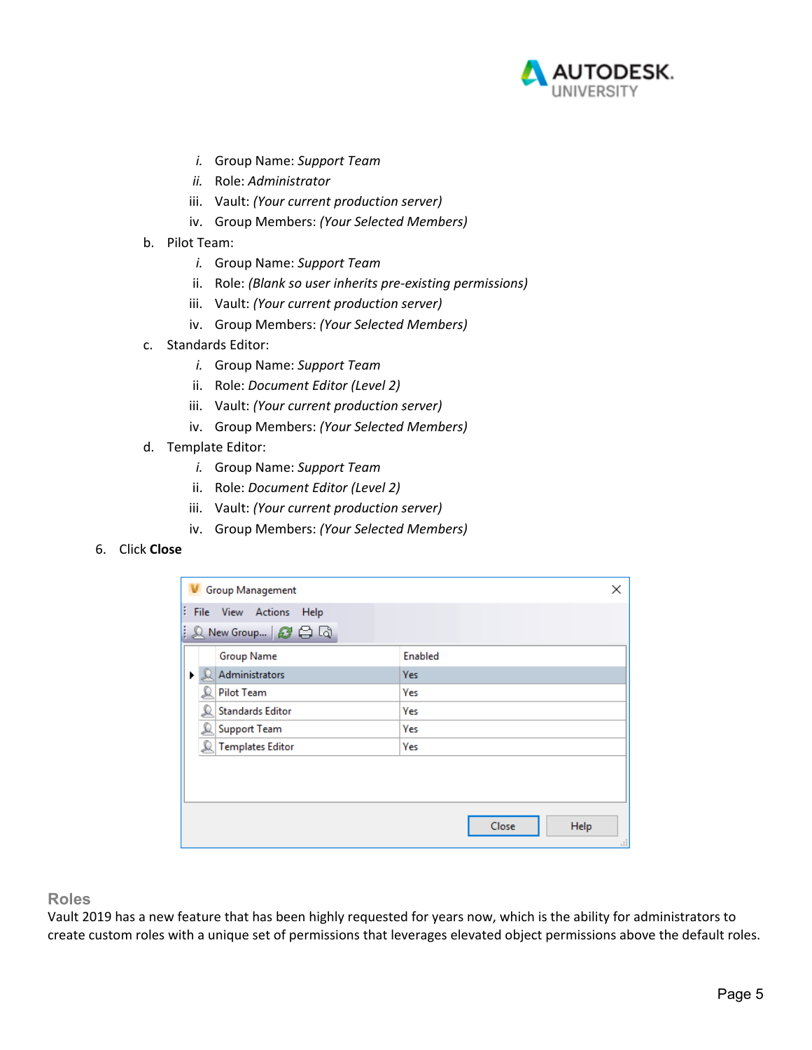i. Group Name: *Support Team*
ii. Role: *Administrator*
iii. Vault: *(Your current production server)*
iv. Group Members: *(Your Selected Members)*

b. Pilot Team:

i. Group Name: *Support Team*
ii. Role: *(Blank so user inherits pre-existing permissions)*
iii. Vault: *(Your current production server)*
iv. Group Members: *(Your Selected Members)*

c. Standards Editor:

i. Group Name: *Support Team*
ii. Role: *Document Editor (Level 2)*
iii. Vault: *(Your current production server)*
iv. Group Members: *(Your Selected Members)*

d. Template Editor:

i. Group Name: *Support Team*
ii. Role: *Document Editor (Level 2)*
iii. Vault: *(Your current production server)*
iv. Group Members: *(Your Selected Members)*

6. Click **Close**

Group Management

File View Actions Help

New Group...

| Group Name | Enabled |
|---|---|
| Administrators | Yes |
| Pilot Team | Yes |
| Standards Editor | Yes |
| Support Team | Yes |
| Templates Editor | Yes |

Close Help

## Roles

Vault 2019 has a new feature that has been highly requested for years now, which is the ability for administrators to create custom roles with a unique set of permissions that leverages elevated object permissions above the default roles.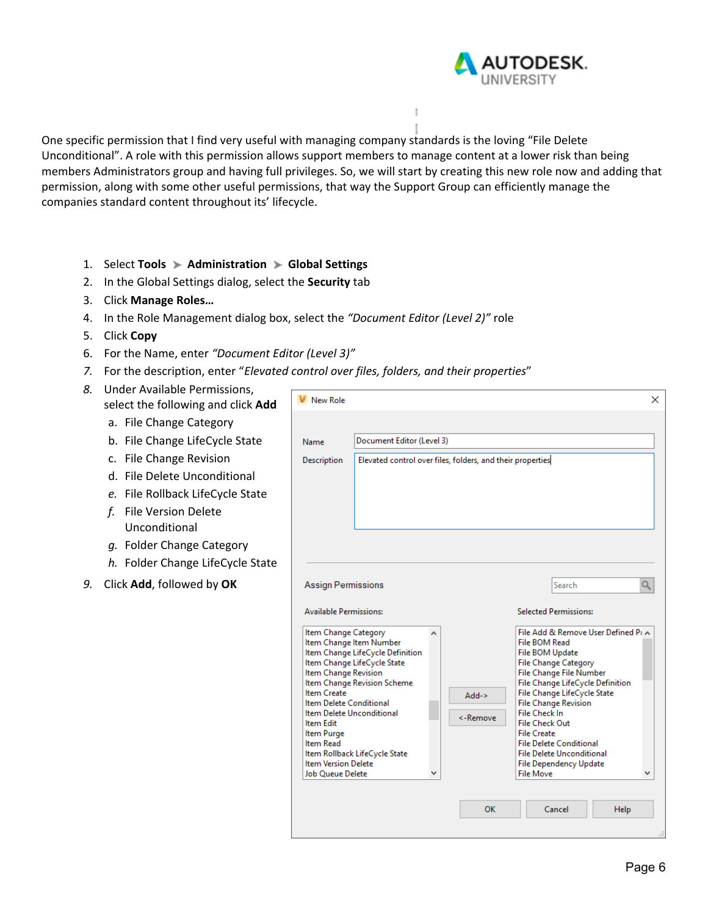One specific permission that I find very useful with managing company standards is the loving "File Delete Unconditional". A role with this permission allows support members to manage content at a lower risk than being members Administrators group and having full privileges. So, we will start by creating this new role now and adding that permission, along with some other useful permissions, that way the Support Group can efficiently manage the companies standard content throughout its' lifecycle.

1. Select **Tools** ➤ **Administration** ➤ **Global Settings**
2. In the Global Settings dialog, select the **Security** tab
3. Click **Manage Roles…**
4. In the Role Management dialog box, select the *"Document Editor (Level 2)"* role
5. Click **Copy**
6. For the Name, enter *"Document Editor (Level 3)"*
7. For the description, enter "*Elevated control over files, folders, and their properties*"
8. Under Available Permissions, select the following and click **Add**
   a. File Change Category
   b. File Change LifeCycle State
   c. File Change Revision
   d. File Delete Unconditional
   e. File Rollback LifeCycle State
   f. File Version Delete Unconditional
   g. Folder Change Category
   h. Folder Change LifeCycle State
9. Click **Add**, followed by **OK**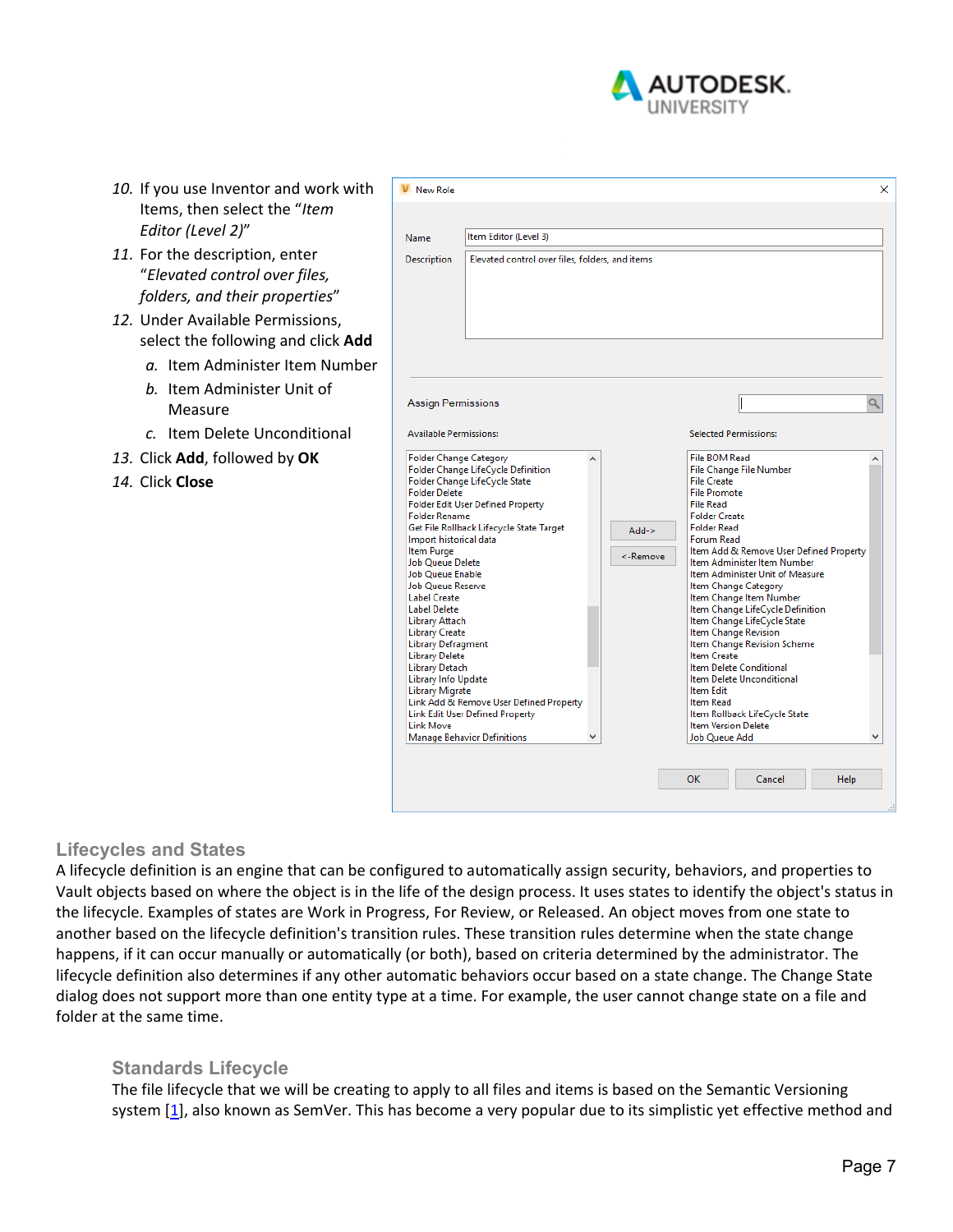10. If you use Inventor and work with Items, then select the "*Item Editor (Level 2)*"
11. For the description, enter "*Elevated control over files, folders, and their properties*"
12. Under Available Permissions, select the following and click **Add**
    a. Item Administer Item Number
    b. Item Administer Unit of Measure
    c. Item Delete Unconditional
13. Click **Add**, followed by **OK**
14. Click **Close**

## Lifecycles and States

A lifecycle definition is an engine that can be configured to automatically assign security, behaviors, and properties to Vault objects based on where the object is in the life of the design process. It uses states to identify the object's status in the lifecycle. Examples of states are Work in Progress, For Review, or Released. An object moves from one state to another based on the lifecycle definition's transition rules. These transition rules determine when the state change happens, if it can occur manually or automatically (or both), based on criteria determined by the administrator. The lifecycle definition also determines if any other automatic behaviors occur based on a state change. The Change State dialog does not support more than one entity type at a time. For example, the user cannot change state on a file and folder at the same time.

### Standards Lifecycle

The file lifecycle that we will be creating to apply to all files and items is based on the Semantic Versioning system [1], also known as SemVer. This has become a very popular due to its simplistic yet effective method and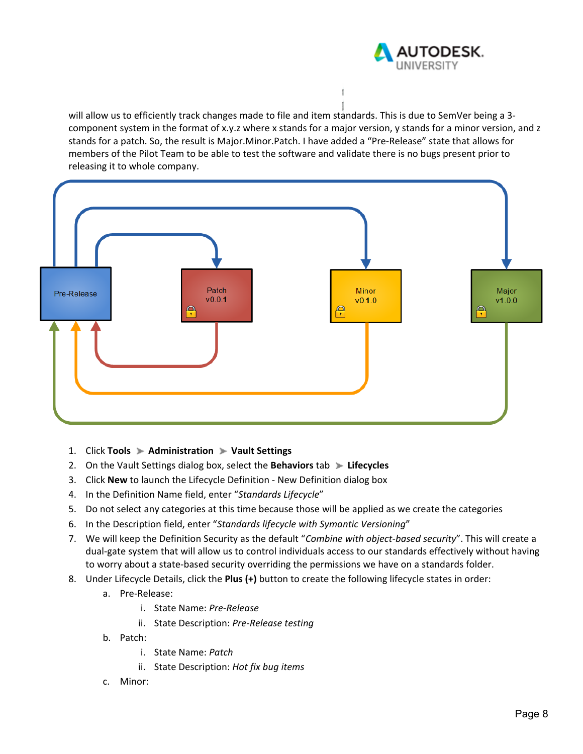will allow us to efficiently track changes made to file and item standards. This is due to SemVer being a 3-component system in the format of x.y.z where x stands for a major version, y stands for a minor version, and z stands for a patch. So, the result is Major.Minor.Patch. I have added a "Pre-Release" state that allows for members of the Pilot Team to be able to test the software and validate there is no bugs present prior to releasing it to whole company.

1. Click **Tools** ➤ **Administration** ➤ **Vault Settings**
2. On the Vault Settings dialog box, select the **Behaviors** tab ➤ **Lifecycles**
3. Click **New** to launch the Lifecycle Definition - New Definition dialog box
4. In the Definition Name field, enter "*Standards Lifecycle*"
5. Do not select any categories at this time because those will be applied as we create the categories
6. In the Description field, enter "*Standards lifecycle with Symantic Versioning*"
7. We will keep the Definition Security as the default "*Combine with object-based security*". This will create a dual-gate system that will allow us to control individuals access to our standards effectively without having to worry about a state-based security overriding the permissions we have on a standards folder.
8. Under Lifecycle Details, click the **Plus (+)** button to create the following lifecycle states in order:
    a. Pre-Release:
        i. State Name: *Pre-Release*
        ii. State Description: *Pre-Release testing*
    b. Patch:
        i. State Name: *Patch*
        ii. State Description: *Hot fix bug items*
    c. Minor: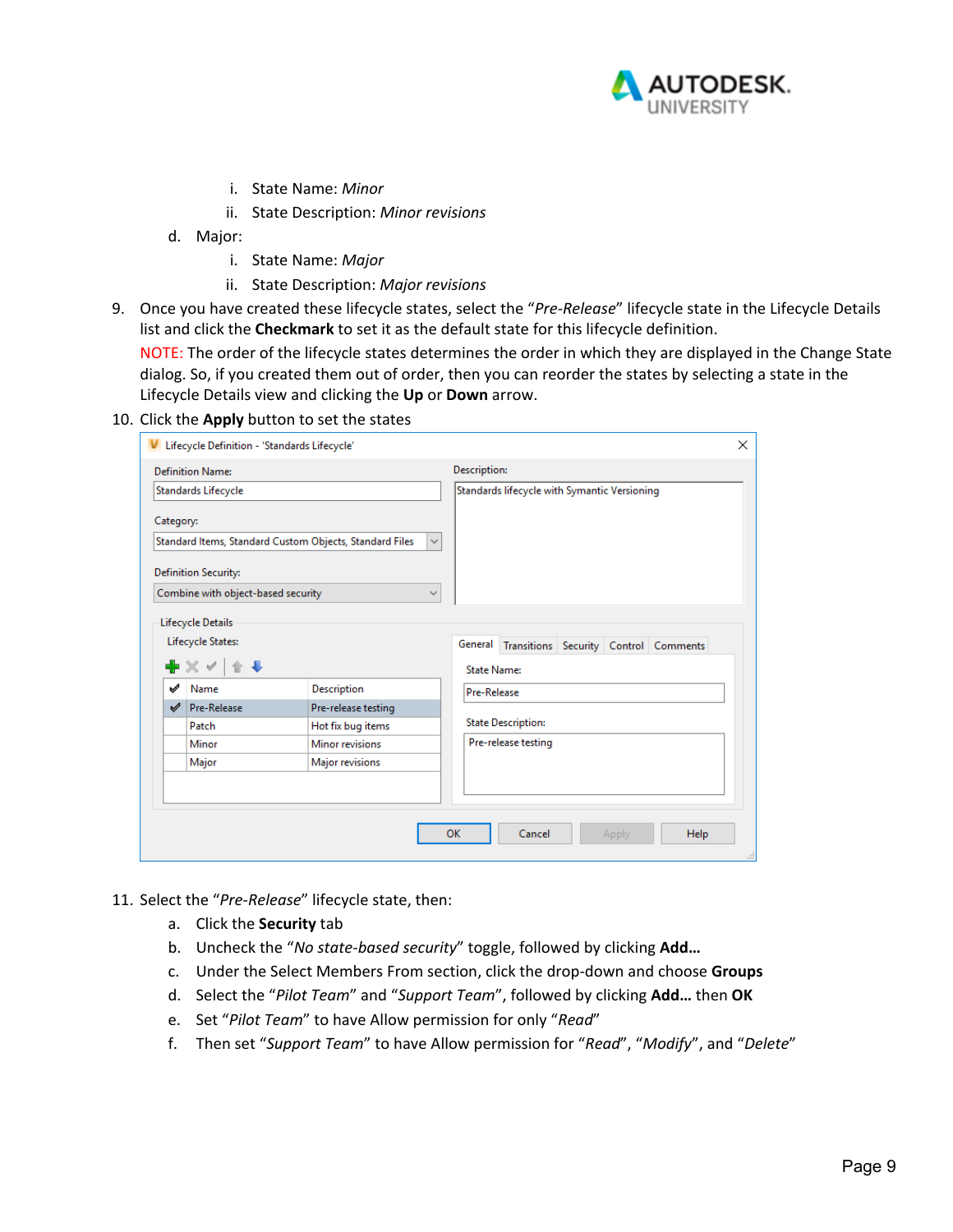i. State Name: *Minor*
      ii. State Description: *Minor revisions*
   d. Major:
      i. State Name: *Major*
      ii. State Description: *Major revisions*

9. Once you have created these lifecycle states, select the "*Pre-Release*" lifecycle state in the Lifecycle Details list and click the **Checkmark** to set it as the default state for this lifecycle definition.

   NOTE: The order of the lifecycle states determines the order in which they are displayed in the Change State dialog. So, if you created them out of order, then you can reorder the states by selecting a state in the Lifecycle Details view and clicking the **Up** or **Down** arrow.

10. Click the **Apply** button to set the states

11. Select the "*Pre-Release*" lifecycle state, then:
    a. Click the **Security** tab
    b. Uncheck the "*No state-based security*" toggle, followed by clicking **Add…**
    c. Under the Select Members From section, click the drop-down and choose **Groups**
    d. Select the "*Pilot Team*" and "*Support Team*", followed by clicking **Add…** then **OK**
    e. Set "*Pilot Team*" to have Allow permission for only "*Read*"
    f. Then set "*Support Team*" to have Allow permission for "*Read*", "*Modify*", and "*Delete*"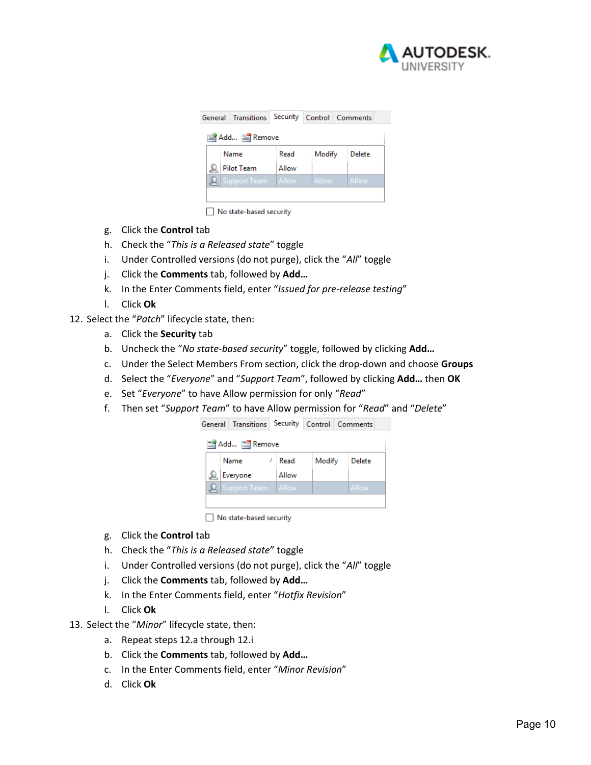| Name | Read | Modify | Delete |
| --- | --- | --- | --- |
| Pilot Team | Allow | | |
| Support Team | Allow | Allow | Allow |

No state-based security

g. Click the **Control** tab
h. Check the "*This is a Released state*" toggle
i. Under Controlled versions (do not purge), click the "*All*" toggle
j. Click the **Comments** tab, followed by **Add…**
k. In the Enter Comments field, enter "*Issued for pre-release testing*"
l. Click **Ok**

12. Select the "*Patch*" lifecycle state, then:
    a. Click the **Security** tab
    b. Uncheck the "*No state-based security*" toggle, followed by clicking **Add…**
    c. Under the Select Members From section, click the drop-down and choose **Groups**
    d. Select the "*Everyone*" and "*Support Team*", followed by clicking **Add…** then **OK**
    e. Set "*Everyone*" to have Allow permission for only "*Read*"
    f. Then set "*Support Team*" to have Allow permission for "*Read*" and "*Delete*"

| Name | Read | Modify | Delete |
| --- | --- | --- | --- |
| Everyone | Allow | | |
| Support Team | Allow | | Allow |

No state-based security

    g. Click the **Control** tab
    h. Check the "*This is a Released state*" toggle
    i. Under Controlled versions (do not purge), click the "*All*" toggle
    j. Click the **Comments** tab, followed by **Add…**
    k. In the Enter Comments field, enter "*Hotfix Revision*"
    l. Click **Ok**

13. Select the "*Minor*" lifecycle state, then:
    a. Repeat steps 12.a through 12.i
    b. Click the **Comments** tab, followed by **Add…**
    c. In the Enter Comments field, enter "*Minor Revision*"
    d. Click **Ok**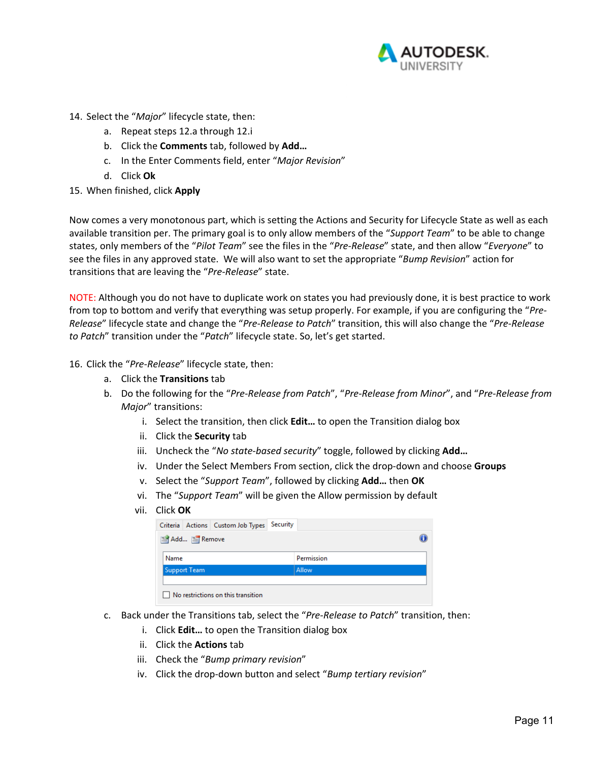14. Select the "*Major*" lifecycle state, then:
    a. Repeat steps 12.a through 12.i
    b. Click the **Comments** tab, followed by **Add…**
    c. In the Enter Comments field, enter "*Major Revision*"
    d. Click **Ok**
15. When finished, click **Apply**

Now comes a very monotonous part, which is setting the Actions and Security for Lifecycle State as well as each available transition per. The primary goal is to only allow members of the "*Support Team*" to be able to change states, only members of the "*Pilot Team*" see the files in the "*Pre-Release*" state, and then allow "*Everyone*" to see the files in any approved state. We will also want to set the appropriate "*Bump Revision*" action for transitions that are leaving the "*Pre-Release*" state.

NOTE: Although you do not have to duplicate work on states you had previously done, it is best practice to work from top to bottom and verify that everything was setup properly. For example, if you are configuring the "*Pre-Release*" lifecycle state and change the "*Pre-Release to Patch*" transition, this will also change the "*Pre-Release to Patch*" transition under the "*Patch*" lifecycle state. So, let's get started.

16. Click the "*Pre-Release*" lifecycle state, then:
    a. Click the **Transitions** tab
    b. Do the following for the "*Pre-Release from Patch*", "*Pre-Release from Minor*", and "*Pre-Release from Major*" transitions:
        i. Select the transition, then click **Edit…** to open the Transition dialog box
        ii. Click the **Security** tab
        iii. Uncheck the "*No state-based security*" toggle, followed by clicking **Add…**
        iv. Under the Select Members From section, click the drop-down and choose **Groups**
        v. Select the "*Support Team*", followed by clicking **Add…** then **OK**
        vi. The "*Support Team*" will be given the Allow permission by default
        vii. Click **OK**

| Name | Permission |
| --- | --- |
| Support Team | Allow |

    c. Back under the Transitions tab, select the "*Pre-Release to Patch*" transition, then:
        i. Click **Edit…** to open the Transition dialog box
        ii. Click the **Actions** tab
        iii. Check the "*Bump primary revision*"
        iv. Click the drop-down button and select "*Bump tertiary revision*"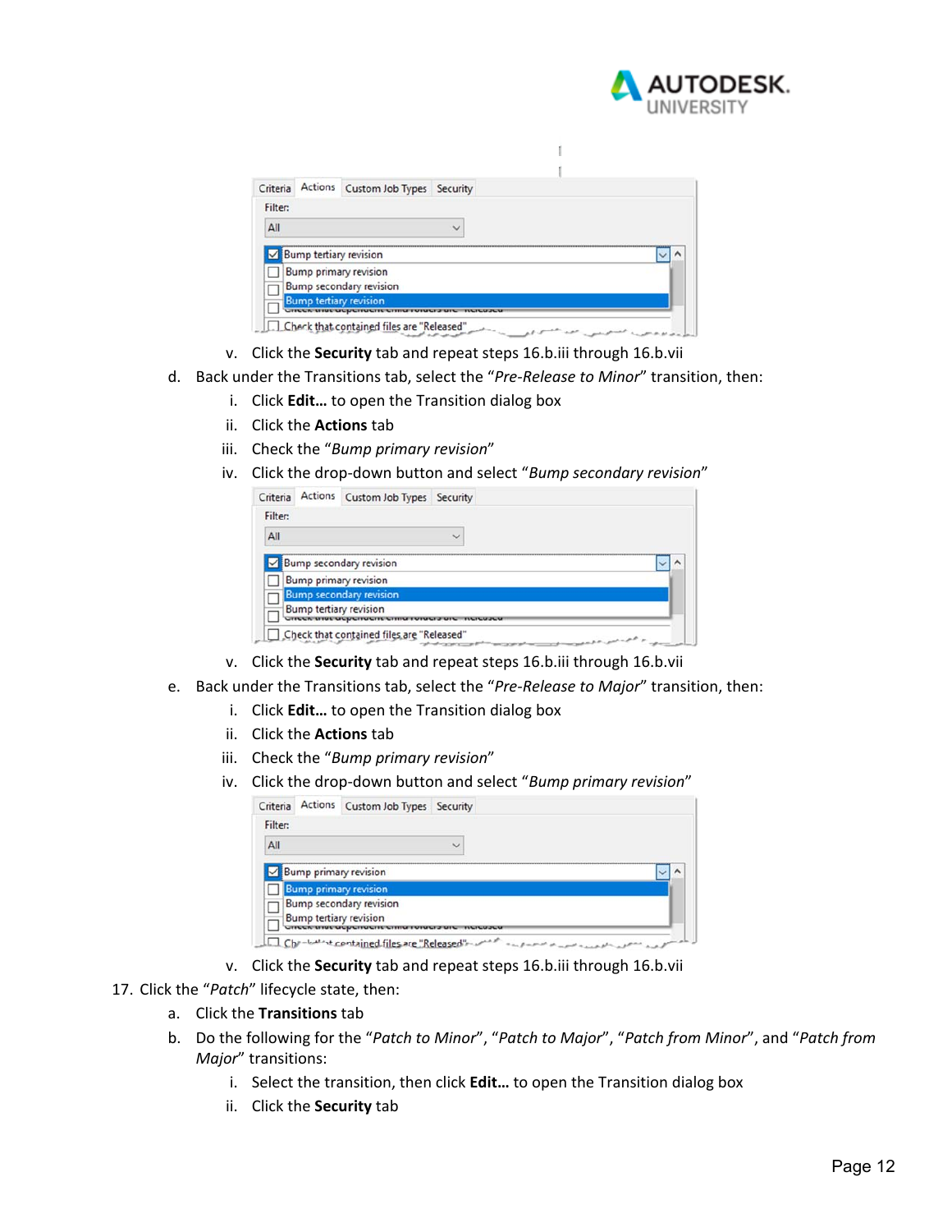v. Click the **Security** tab and repeat steps 16.b.iii through 16.b.vii

d. Back under the Transitions tab, select the “*Pre-Release to Minor*” transition, then:

   i. Click **Edit…** to open the Transition dialog box

   ii. Click the **Actions** tab

   iii. Check the “*Bump primary revision*”

   iv. Click the drop-down button and select “*Bump secondary revision*”

   v. Click the **Security** tab and repeat steps 16.b.iii through 16.b.vii

e. Back under the Transitions tab, select the “*Pre-Release to Major*” transition, then:

   i. Click **Edit…** to open the Transition dialog box

   ii. Click the **Actions** tab

   iii. Check the “*Bump primary revision*”

   iv. Click the drop-down button and select “*Bump primary revision*”

   v. Click the **Security** tab and repeat steps 16.b.iii through 16.b.vii

17. Click the “*Patch*” lifecycle state, then:

   a. Click the **Transitions** tab

   b. Do the following for the “*Patch to Minor*”, “*Patch to Major*”, “*Patch from Minor*”, and “*Patch from Major*” transitions:

      i. Select the transition, then click **Edit…** to open the Transition dialog box

      ii. Click the **Security** tab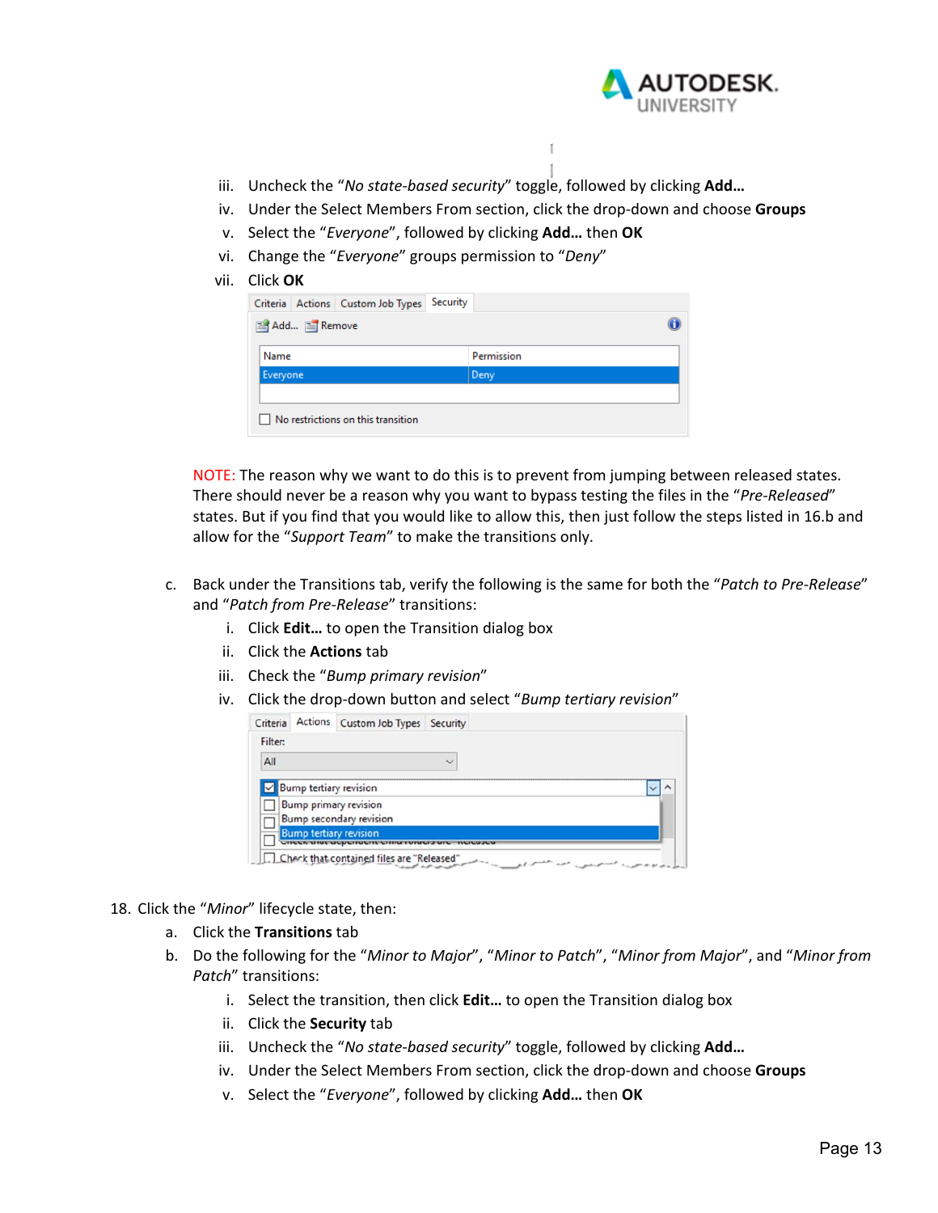iii. Uncheck the "*No state-based security*" toggle, followed by clicking **Add…**
iv. Under the Select Members From section, click the drop-down and choose **Groups**
v. Select the "*Everyone*", followed by clicking **Add…** then **OK**
vi. Change the "*Everyone*" groups permission to "*Deny*"
vii. Click **OK**

NOTE: The reason why we want to do this is to prevent from jumping between released states. There should never be a reason why you want to bypass testing the files in the "*Pre-Released*" states. But if you find that you would like to allow this, then just follow the steps listed in 16.b and allow for the "*Support Team*" to make the transitions only.

c. Back under the Transitions tab, verify the following is the same for both the "*Patch to Pre-Release*" and "*Patch from Pre-Release*" transitions:
   i. Click **Edit…** to open the Transition dialog box
   ii. Click the **Actions** tab
   iii. Check the "*Bump primary revision*"
   iv. Click the drop-down button and select "*Bump tertiary revision*"

18. Click the "*Minor*" lifecycle state, then:
   a. Click the **Transitions** tab
   b. Do the following for the "*Minor to Major*", "*Minor to Patch*", "*Minor from Major*", and "*Minor from Patch*" transitions:
      i. Select the transition, then click **Edit…** to open the Transition dialog box
      ii. Click the **Security** tab
      iii. Uncheck the "*No state-based security*" toggle, followed by clicking **Add…**
      iv. Under the Select Members From section, click the drop-down and choose **Groups**
      v. Select the "*Everyone*", followed by clicking **Add…** then **OK**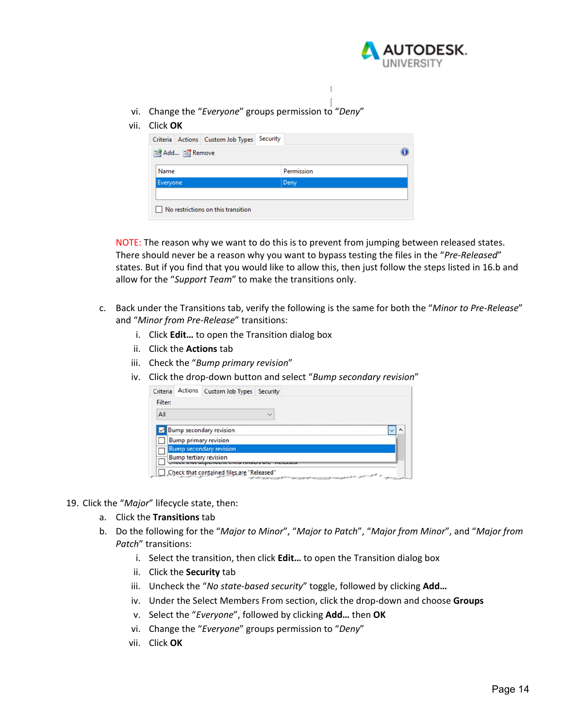vi. Change the "*Everyone*" groups permission to "*Deny*"
   vii. Click **OK**

NOTE: The reason why we want to do this is to prevent from jumping between released states. There should never be a reason why you want to bypass testing the files in the "*Pre-Released*" states. But if you find that you would like to allow this, then just follow the steps listed in 16.b and allow for the "*Support Team*" to make the transitions only.

c. Back under the Transitions tab, verify the following is the same for both the "*Minor to Pre-Release*" and "*Minor from Pre-Release*" transitions:
   i. Click **Edit…** to open the Transition dialog box
   ii. Click the **Actions** tab
   iii. Check the "*Bump primary revision*"
   iv. Click the drop-down button and select "*Bump secondary revision*"

19. Click the "*Major*" lifecycle state, then:
   a. Click the **Transitions** tab
   b. Do the following for the "*Major to Minor*", "*Major to Patch*", "*Major from Minor*", and "*Major from Patch*" transitions:
      i. Select the transition, then click **Edit…** to open the Transition dialog box
      ii. Click the **Security** tab
      iii. Uncheck the "*No state-based security*" toggle, followed by clicking **Add…**
      iv. Under the Select Members From section, click the drop-down and choose **Groups**
      v. Select the "*Everyone*", followed by clicking **Add…** then **OK**
      vi. Change the "*Everyone*" groups permission to "*Deny*"
      vii. Click **OK**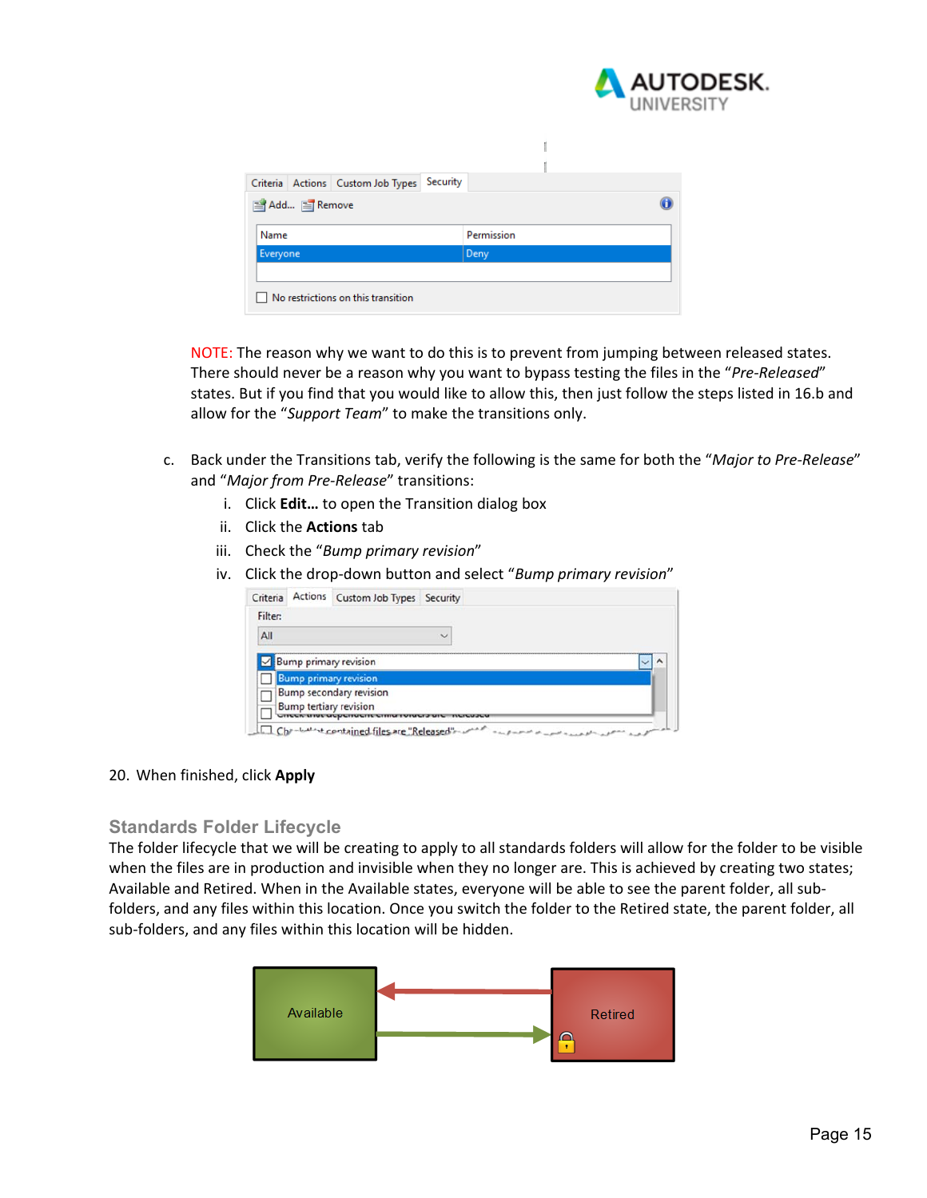NOTE: The reason why we want to do this is to prevent from jumping between released states. There should never be a reason why you want to bypass testing the files in the "*Pre-Released*" states. But if you find that you would like to allow this, then just follow the steps listed in 16.b and allow for the "*Support Team*" to make the transitions only.

c. Back under the Transitions tab, verify the following is the same for both the "*Major to Pre-Release*" and "*Major from Pre-Release*" transitions:
   i. Click **Edit…** to open the Transition dialog box
   ii. Click the **Actions** tab
   iii. Check the "*Bump primary revision*"
   iv. Click the drop-down button and select "*Bump primary revision*"

20. When finished, click **Apply**

### Standards Folder Lifecycle

The folder lifecycle that we will be creating to apply to all standards folders will allow for the folder to be visible when the files are in production and invisible when they no longer are. This is achieved by creating two states; Available and Retired. When in the Available states, everyone will be able to see the parent folder, all sub-folders, and any files within this location. Once you switch the folder to the Retired state, the parent folder, all sub-folders, and any files within this location will be hidden.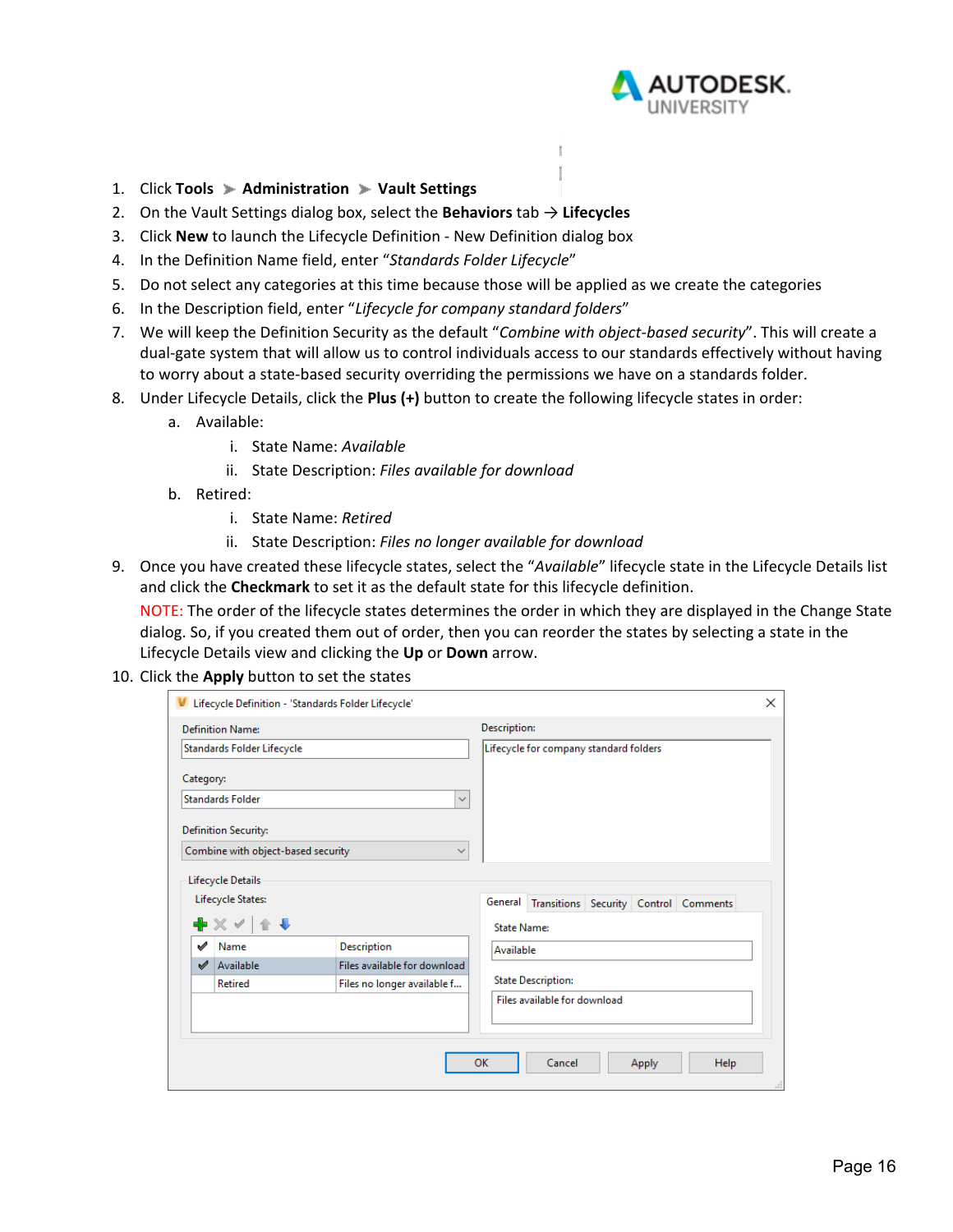1. Click **Tools** ➤ **Administration** ➤ **Vault Settings**
2. On the Vault Settings dialog box, select the **Behaviors** tab → **Lifecycles**
3. Click **New** to launch the Lifecycle Definition - New Definition dialog box
4. In the Definition Name field, enter "*Standards Folder Lifecycle*"
5. Do not select any categories at this time because those will be applied as we create the categories
6. In the Description field, enter "*Lifecycle for company standard folders*"
7. We will keep the Definition Security as the default "*Combine with object-based security*". This will create a dual-gate system that will allow us to control individuals access to our standards effectively without having to worry about a state-based security overriding the permissions we have on a standards folder.
8. Under Lifecycle Details, click the **Plus (+)** button to create the following lifecycle states in order:
   a. Available:
      i. State Name: *Available*
      ii. State Description: *Files available for download*
   b. Retired:
      i. State Name: *Retired*
      ii. State Description: *Files no longer available for download*
9. Once you have created these lifecycle states, select the "*Available*" lifecycle state in the Lifecycle Details list and click the **Checkmark** to set it as the default state for this lifecycle definition.

   NOTE: The order of the lifecycle states determines the order in which they are displayed in the Change State dialog. So, if you created them out of order, then you can reorder the states by selecting a state in the Lifecycle Details view and clicking the **Up** or **Down** arrow.
10. Click the **Apply** button to set the states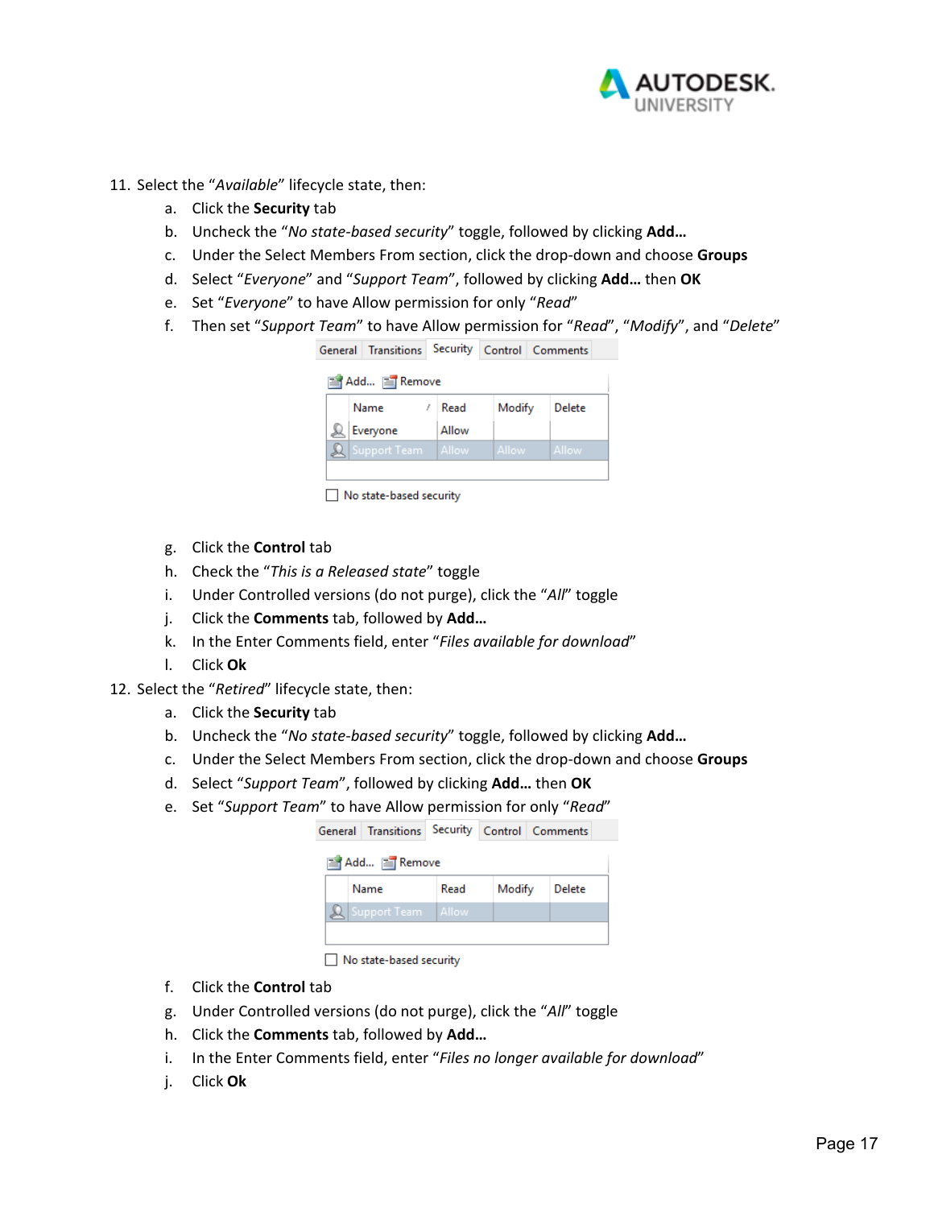11. Select the "*Available*" lifecycle state, then:
    a. Click the **Security** tab
    b. Uncheck the "*No state-based security*" toggle, followed by clicking **Add…**
    c. Under the Select Members From section, click the drop-down and choose **Groups**
    d. Select "*Everyone*" and "*Support Team*", followed by clicking **Add…** then **OK**
    e. Set "*Everyone*" to have Allow permission for only "*Read*"
    f. Then set "*Support Team*" to have Allow permission for "*Read*", "*Modify*", and "*Delete*"

| Name | Read | Modify | Delete |
|---|---|---|---|
| Everyone | Allow | | |
| Support Team | Allow | Allow | Allow |

☐ No state-based security

    g. Click the **Control** tab
    h. Check the "*This is a Released state*" toggle
    i. Under Controlled versions (do not purge), click the "*All*" toggle
    j. Click the **Comments** tab, followed by **Add…**
    k. In the Enter Comments field, enter "*Files available for download*"
    l. Click **Ok**

12. Select the "*Retired*" lifecycle state, then:
    a. Click the **Security** tab
    b. Uncheck the "*No state-based security*" toggle, followed by clicking **Add…**
    c. Under the Select Members From section, click the drop-down and choose **Groups**
    d. Select "*Support Team*", followed by clicking **Add…** then **OK**
    e. Set "*Support Team*" to have Allow permission for only "*Read*"

| Name | Read | Modify | Delete |
|---|---|---|---|
| Support Team | Allow | | |

☐ No state-based security

    f. Click the **Control** tab
    g. Under Controlled versions (do not purge), click the "*All*" toggle
    h. Click the **Comments** tab, followed by **Add…**
    i. In the Enter Comments field, enter "*Files no longer available for download*"
    j. Click **Ok**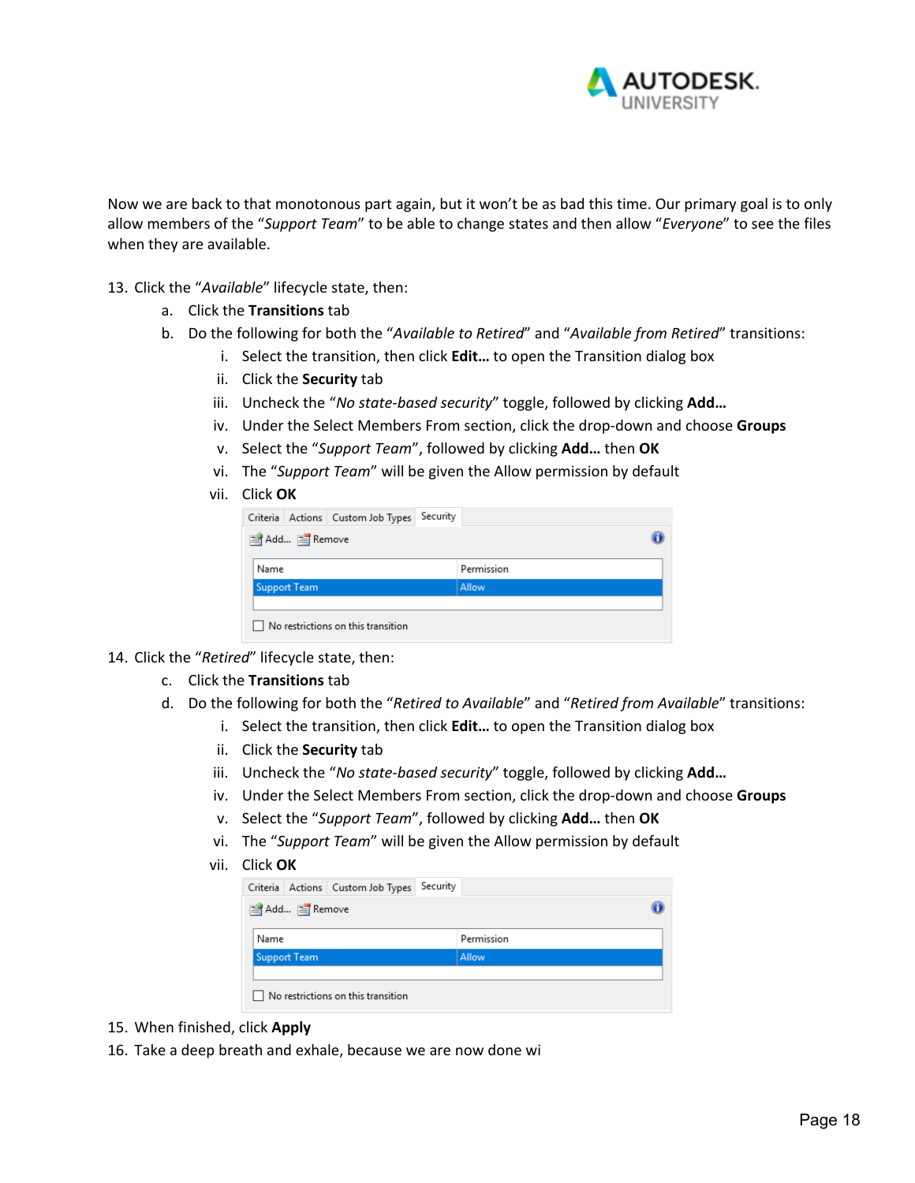Now we are back to that monotonous part again, but it won't be as bad this time. Our primary goal is to only allow members of the "*Support Team*" to be able to change states and then allow "*Everyone*" to see the files when they are available.

13. Click the "*Available*" lifecycle state, then:
    a. Click the **Transitions** tab
    b. Do the following for both the "*Available to Retired*" and "*Available from Retired*" transitions:
        i. Select the transition, then click **Edit…** to open the Transition dialog box
        ii. Click the **Security** tab
        iii. Uncheck the "*No state-based security*" toggle, followed by clicking **Add…**
        iv. Under the Select Members From section, click the drop-down and choose **Groups**
        v. Select the "*Support Team*", followed by clicking **Add…** then **OK**
        vi. The "*Support Team*" will be given the Allow permission by default
        vii. Click **OK**

Criteria | Actions | Custom Job Types | Security

Add… Remove

| Name | Permission |
| --- | --- |
| Support Team | Allow |

☐ No restrictions on this transition

14. Click the "*Retired*" lifecycle state, then:
    c. Click the **Transitions** tab
    d. Do the following for both the "*Retired to Available*" and "*Retired from Available*" transitions:
        i. Select the transition, then click **Edit…** to open the Transition dialog box
        ii. Click the **Security** tab
        iii. Uncheck the "*No state-based security*" toggle, followed by clicking **Add…**
        iv. Under the Select Members From section, click the drop-down and choose **Groups**
        v. Select the "*Support Team*", followed by clicking **Add…** then **OK**
        vi. The "*Support Team*" will be given the Allow permission by default
        vii. Click **OK**

Criteria | Actions | Custom Job Types | Security

Add… Remove

| Name | Permission |
| --- | --- |
| Support Team | Allow |

☐ No restrictions on this transition

15. When finished, click **Apply**
16. Take a deep breath and exhale, because we are now done wi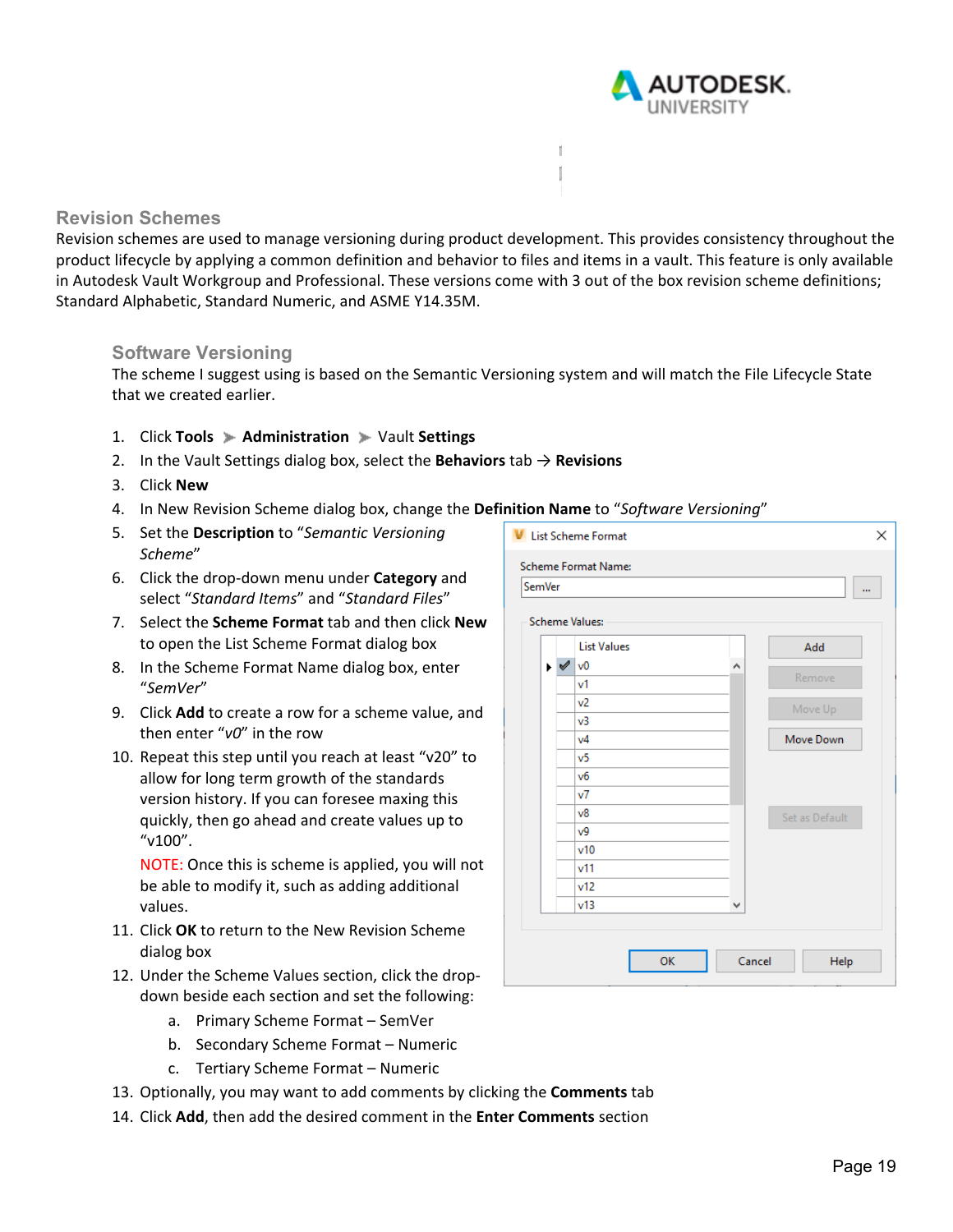## Revision Schemes

Revision schemes are used to manage versioning during product development. This provides consistency throughout the product lifecycle by applying a common definition and behavior to files and items in a vault. This feature is only available in Autodesk Vault Workgroup and Professional. These versions come with 3 out of the box revision scheme definitions; Standard Alphabetic, Standard Numeric, and ASME Y14.35M.

### Software Versioning

The scheme I suggest using is based on the Semantic Versioning system and will match the File Lifecycle State that we created earlier.

1. Click **Tools** ➤ **Administration** ➤ Vault **Settings**
2. In the Vault Settings dialog box, select the **Behaviors** tab → **Revisions**
3. Click **New**
4. In New Revision Scheme dialog box, change the **Definition Name** to "*Software Versioning*"
5. Set the **Description** to "*Semantic Versioning Scheme*"
6. Click the drop-down menu under **Category** and select "*Standard Items*" and "*Standard Files*"
7. Select the **Scheme Format** tab and then click **New** to open the List Scheme Format dialog box
8. In the Scheme Format Name dialog box, enter "*SemVer*"
9. Click **Add** to create a row for a scheme value, and then enter "*v0*" in the row
10. Repeat this step until you reach at least "v20" to allow for long term growth of the standards version history. If you can foresee maxing this quickly, then go ahead and create values up to "v100".

    NOTE: Once this is scheme is applied, you will not be able to modify it, such as adding additional values.
11. Click **OK** to return to the New Revision Scheme dialog box
12. Under the Scheme Values section, click the drop-down beside each section and set the following:
    a. Primary Scheme Format – SemVer
    b. Secondary Scheme Format – Numeric
    c. Tertiary Scheme Format – Numeric
13. Optionally, you may want to add comments by clicking the **Comments** tab
14. Click **Add**, then add the desired comment in the **Enter Comments** section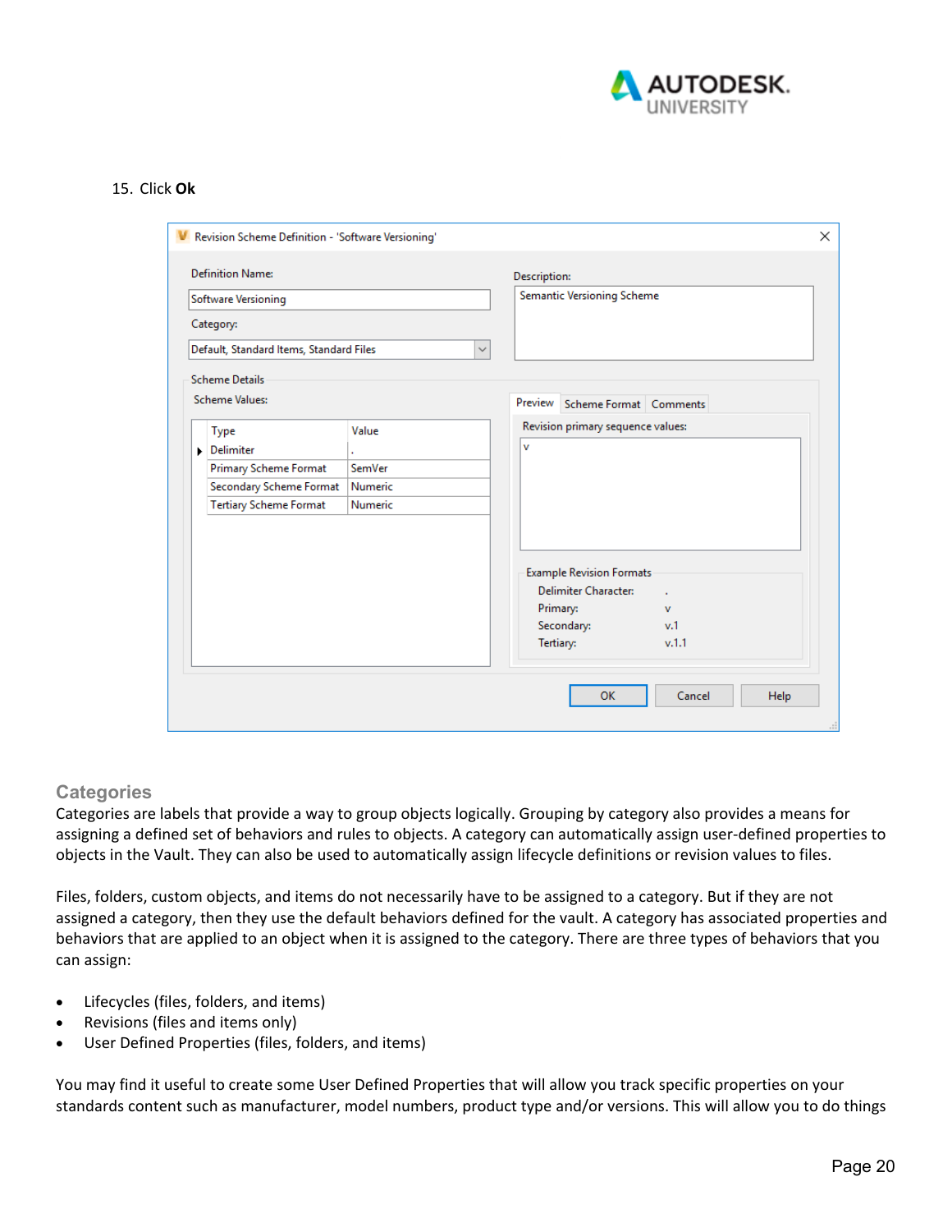15. Click **Ok**

## Categories

Categories are labels that provide a way to group objects logically. Grouping by category also provides a means for assigning a defined set of behaviors and rules to objects. A category can automatically assign user-defined properties to objects in the Vault. They can also be used to automatically assign lifecycle definitions or revision values to files.

Files, folders, custom objects, and items do not necessarily have to be assigned to a category. But if they are not assigned a category, then they use the default behaviors defined for the vault. A category has associated properties and behaviors that are applied to an object when it is assigned to the category. There are three types of behaviors that you can assign:

- Lifecycles (files, folders, and items)
- Revisions (files and items only)
- User Defined Properties (files, folders, and items)

You may find it useful to create some User Defined Properties that will allow you track specific properties on your standards content such as manufacturer, model numbers, product type and/or versions. This will allow you to do things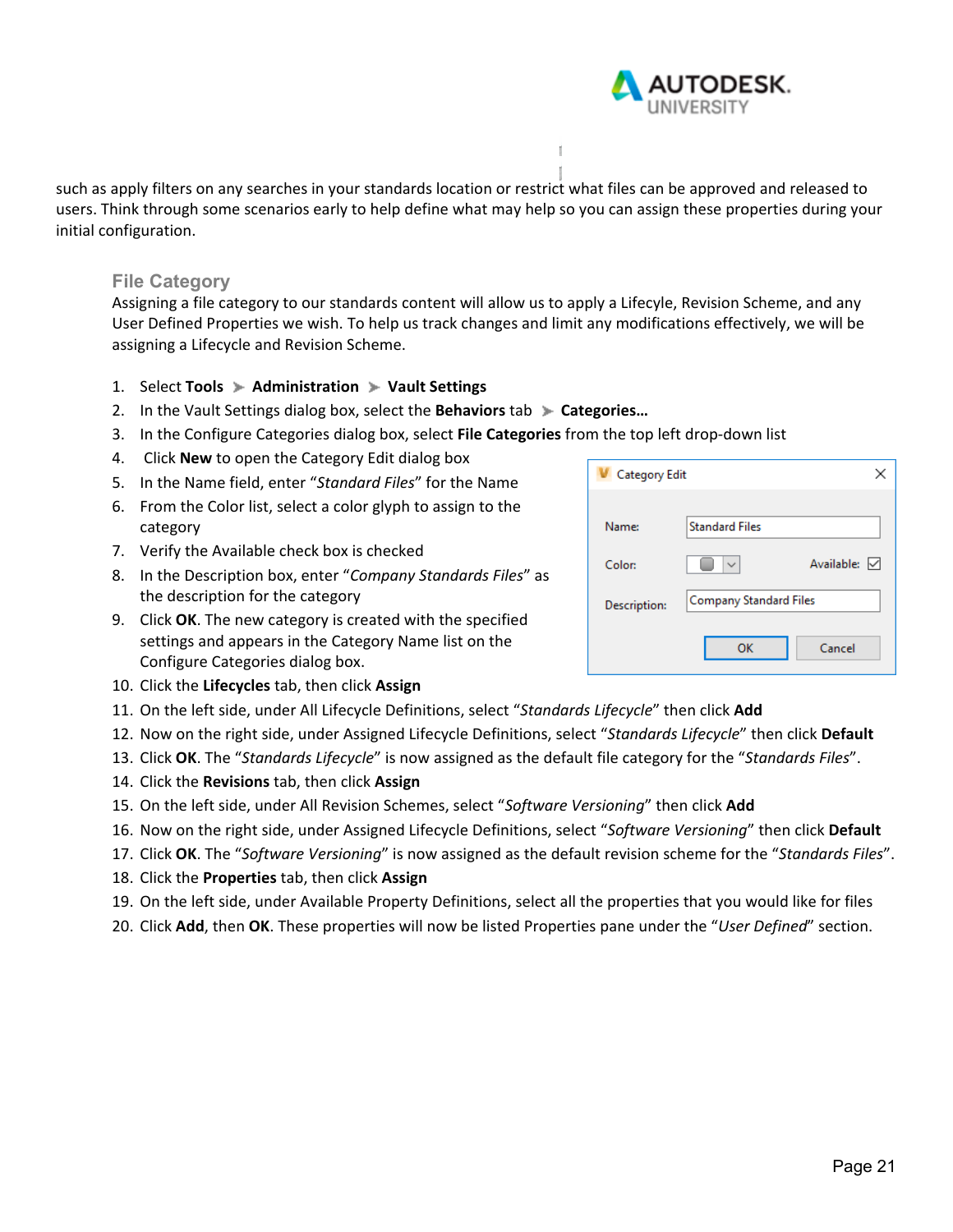such as apply filters on any searches in your standards location or restrict what files can be approved and released to users. Think through some scenarios early to help define what may help so you can assign these properties during your initial configuration.

### File Category

Assigning a file category to our standards content will allow us to apply a Lifecyle, Revision Scheme, and any User Defined Properties we wish. To help us track changes and limit any modifications effectively, we will be assigning a Lifecycle and Revision Scheme.

1. Select **Tools** ➤ **Administration** ➤ **Vault Settings**
2. In the Vault Settings dialog box, select the **Behaviors** tab ➤ **Categories…**
3. In the Configure Categories dialog box, select **File Categories** from the top left drop-down list
4. Click **New** to open the Category Edit dialog box
5. In the Name field, enter "*Standard Files*" for the Name
6. From the Color list, select a color glyph to assign to the category
7. Verify the Available check box is checked
8. In the Description box, enter "*Company Standards Files*" as the description for the category
9. Click **OK**. The new category is created with the specified settings and appears in the Category Name list on the Configure Categories dialog box.
10. Click the **Lifecycles** tab, then click **Assign**
11. On the left side, under All Lifecycle Definitions, select "*Standards Lifecycle*" then click **Add**
12. Now on the right side, under Assigned Lifecycle Definitions, select "*Standards Lifecycle*" then click **Default**
13. Click **OK**. The "*Standards Lifecycle*" is now assigned as the default file category for the "*Standards Files*".
14. Click the **Revisions** tab, then click **Assign**
15. On the left side, under All Revision Schemes, select "*Software Versioning*" then click **Add**
16. Now on the right side, under Assigned Lifecycle Definitions, select "*Software Versioning*" then click **Default**
17. Click **OK**. The "*Software Versioning*" is now assigned as the default revision scheme for the "*Standards Files*".
18. Click the **Properties** tab, then click **Assign**
19. On the left side, under Available Property Definitions, select all the properties that you would like for files
20. Click **Add**, then **OK**. These properties will now be listed Properties pane under the "*User Defined*" section.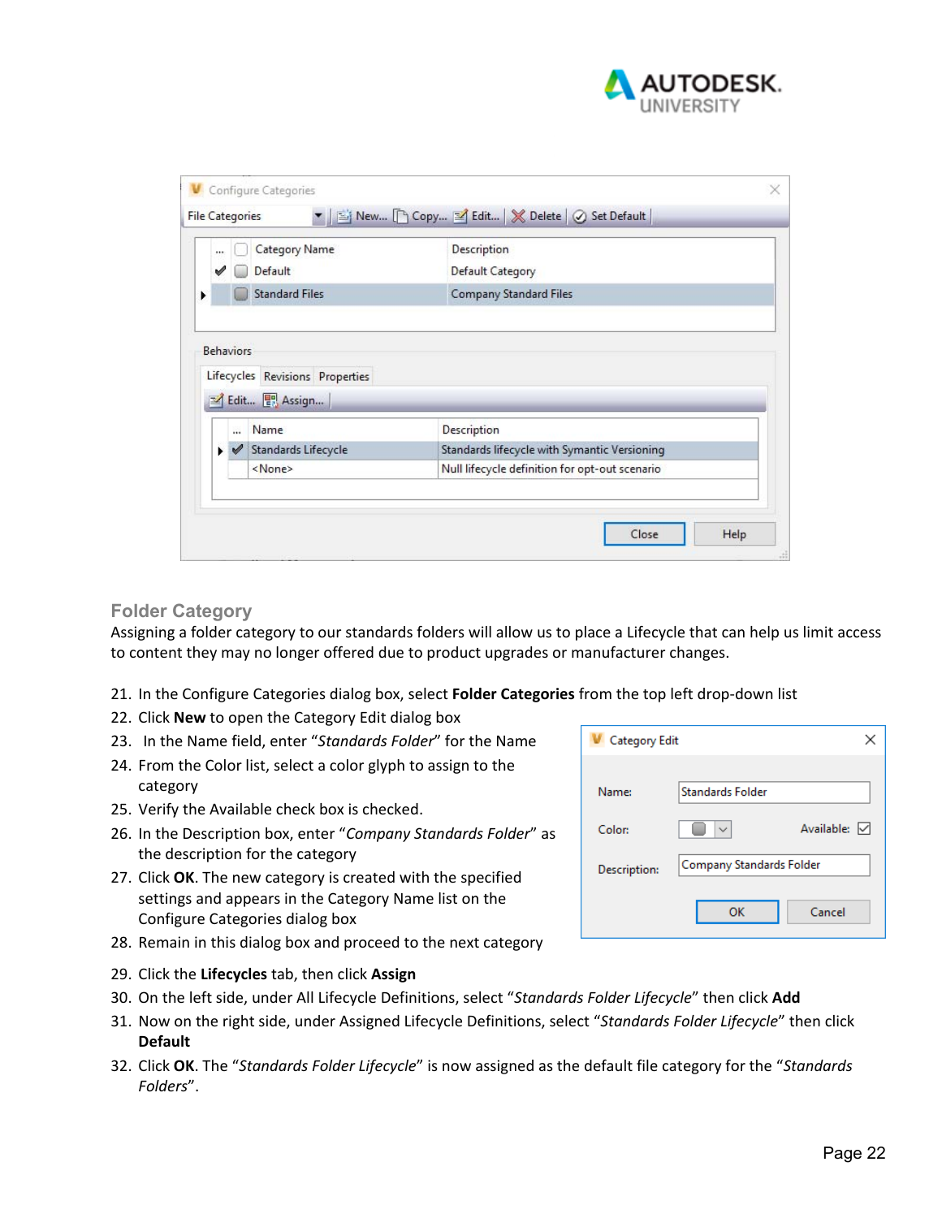## Folder Category

Assigning a folder category to our standards folders will allow us to place a Lifecycle that can help us limit access to content they may no longer offered due to product upgrades or manufacturer changes.

21. In the Configure Categories dialog box, select **Folder Categories** from the top left drop-down list
22. Click **New** to open the Category Edit dialog box
23. In the Name field, enter "*Standards Folder*" for the Name
24. From the Color list, select a color glyph to assign to the category
25. Verify the Available check box is checked.
26. In the Description box, enter "*Company Standards Folder*" as the description for the category
27. Click **OK**. The new category is created with the specified settings and appears in the Category Name list on the Configure Categories dialog box
28. Remain in this dialog box and proceed to the next category
29. Click the **Lifecycles** tab, then click **Assign**
30. On the left side, under All Lifecycle Definitions, select "*Standards Folder Lifecycle*" then click **Add**
31. Now on the right side, under Assigned Lifecycle Definitions, select "*Standards Folder Lifecycle*" then click **Default**
32. Click **OK**. The "*Standards Folder Lifecycle*" is now assigned as the default file category for the "*Standards Folders*".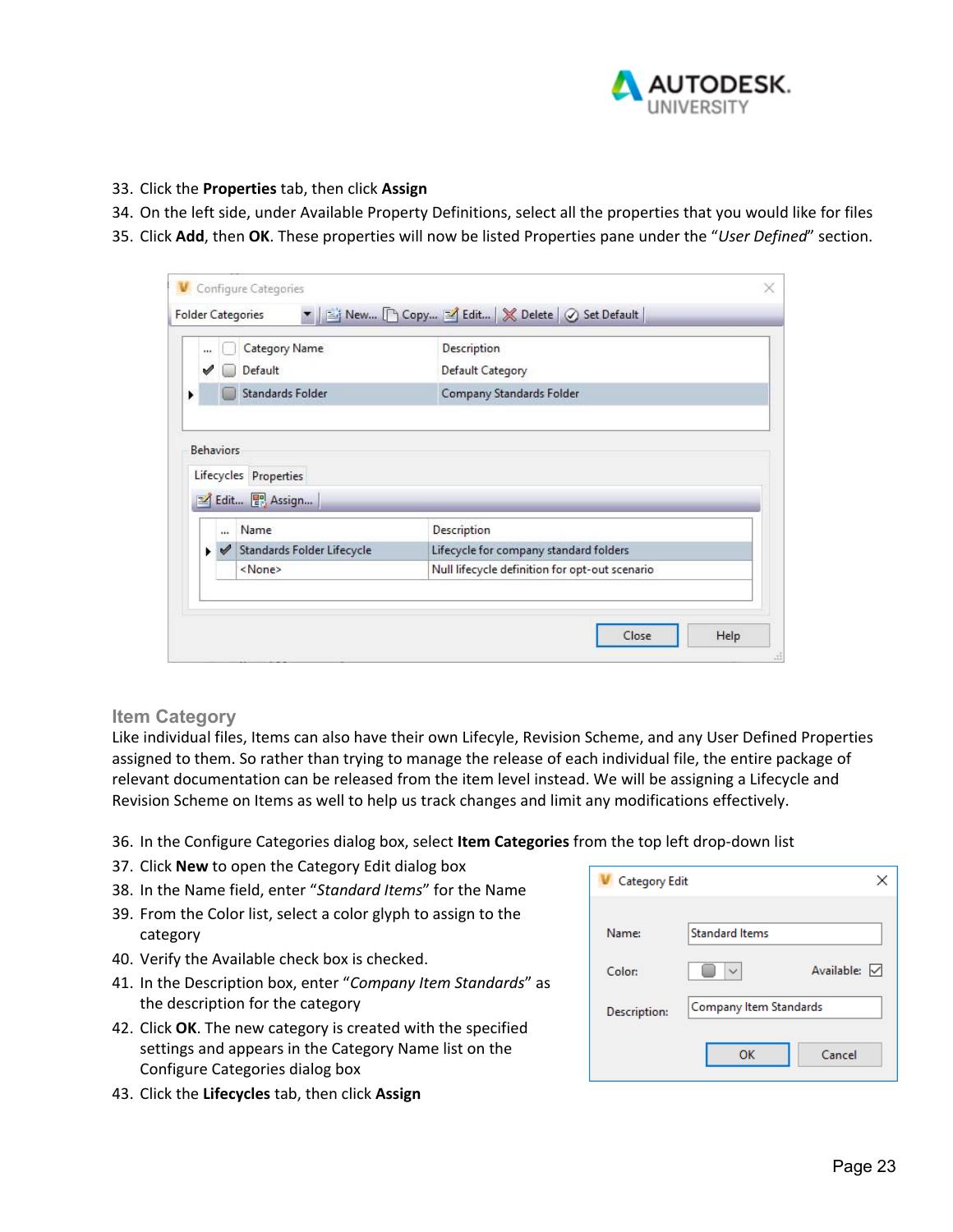33. Click the **Properties** tab, then click **Assign**
34. On the left side, under Available Property Definitions, select all the properties that you would like for files
35. Click **Add**, then **OK**. These properties will now be listed Properties pane under the "*User Defined*" section.

## Item Category

Like individual files, Items can also have their own Lifecyle, Revision Scheme, and any User Defined Properties assigned to them. So rather than trying to manage the release of each individual file, the entire package of relevant documentation can be released from the item level instead. We will be assigning a Lifecycle and Revision Scheme on Items as well to help us track changes and limit any modifications effectively.

36. In the Configure Categories dialog box, select **Item Categories** from the top left drop-down list
37. Click **New** to open the Category Edit dialog box
38. In the Name field, enter "*Standard Items*" for the Name
39. From the Color list, select a color glyph to assign to the category
40. Verify the Available check box is checked.
41. In the Description box, enter "*Company Item Standards*" as the description for the category
42. Click **OK**. The new category is created with the specified settings and appears in the Category Name list on the Configure Categories dialog box
43. Click the **Lifecycles** tab, then click **Assign**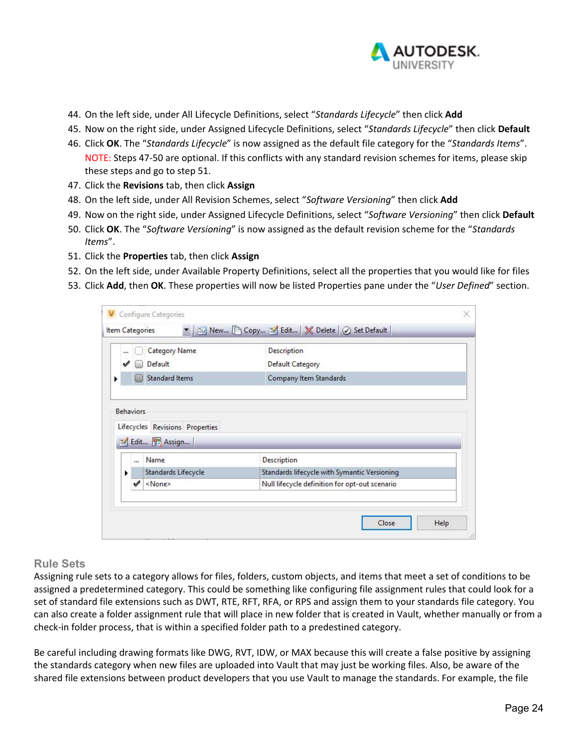44. On the left side, under All Lifecycle Definitions, select “*Standards Lifecycle*” then click **Add**
45. Now on the right side, under Assigned Lifecycle Definitions, select “*Standards Lifecycle*” then click **Default**
46. Click **OK**. The “*Standards Lifecycle*” is now assigned as the default file category for the “*Standards Items*”.
    NOTE: Steps 47-50 are optional. If this conflicts with any standard revision schemes for items, please skip these steps and go to step 51.
47. Click the **Revisions** tab, then click **Assign**
48. On the left side, under All Revision Schemes, select “*Software Versioning*” then click **Add**
49. Now on the right side, under Assigned Lifecycle Definitions, select “*Software Versioning*” then click **Default**
50. Click **OK**. The “*Software Versioning*” is now assigned as the default revision scheme for the “*Standards Items*”.
51. Click the **Properties** tab, then click **Assign**
52. On the left side, under Available Property Definitions, select all the properties that you would like for files
53. Click **Add**, then **OK**. These properties will now be listed Properties pane under the “*User Defined*” section.

## Rule Sets

Assigning rule sets to a category allows for files, folders, custom objects, and items that meet a set of conditions to be assigned a predetermined category. This could be something like configuring file assignment rules that could look for a set of standard file extensions such as DWT, RTE, RFT, RFA, or RPS and assign them to your standards file category. You can also create a folder assignment rule that will place in new folder that is created in Vault, whether manually or from a check-in folder process, that is within a specified folder path to a predestined category.

Be careful including drawing formats like DWG, RVT, IDW, or MAX because this will create a false positive by assigning the standards category when new files are uploaded into Vault that may just be working files. Also, be aware of the shared file extensions between product developers that you use Vault to manage the standards. For example, the file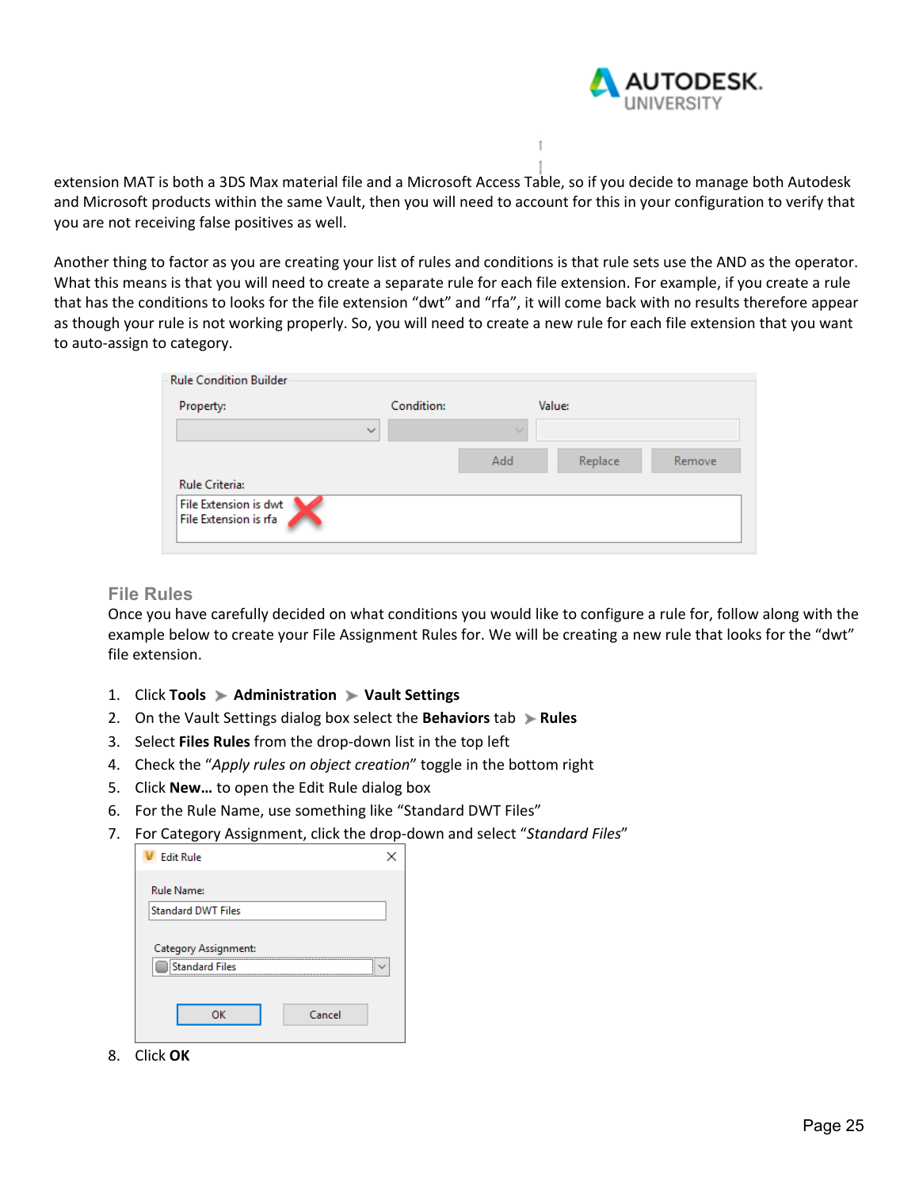extension MAT is both a 3DS Max material file and a Microsoft Access Table, so if you decide to manage both Autodesk and Microsoft products within the same Vault, then you will need to account for this in your configuration to verify that you are not receiving false positives as well.

Another thing to factor as you are creating your list of rules and conditions is that rule sets use the AND as the operator. What this means is that you will need to create a separate rule for each file extension. For example, if you create a rule that has the conditions to looks for the file extension "dwt" and "rfa", it will come back with no results therefore appear as though your rule is not working properly. So, you will need to create a new rule for each file extension that you want to auto-assign to category.

### File Rules

Once you have carefully decided on what conditions you would like to configure a rule for, follow along with the example below to create your File Assignment Rules for. We will be creating a new rule that looks for the "dwt" file extension.

1. Click **Tools** ➤ **Administration** ➤ **Vault Settings**
2. On the Vault Settings dialog box select the **Behaviors** tab ➤ **Rules**
3. Select **Files Rules** from the drop-down list in the top left
4. Check the "*Apply rules on object creation*" toggle in the bottom right
5. Click **New…** to open the Edit Rule dialog box
6. For the Rule Name, use something like "Standard DWT Files"
7. For Category Assignment, click the drop-down and select "*Standard Files*"
8. Click **OK**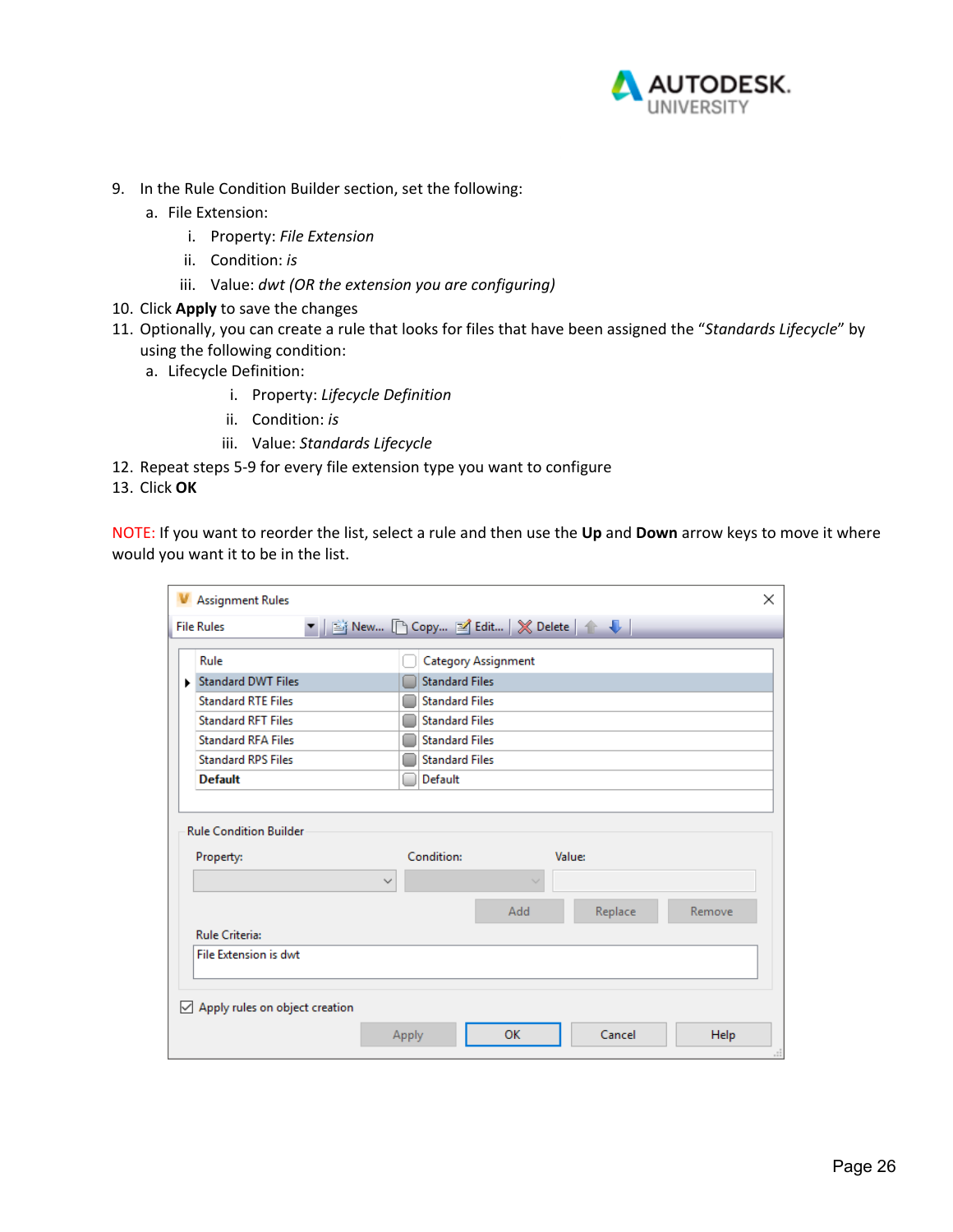9. In the Rule Condition Builder section, set the following:
   a. File Extension:
      i. Property: *File Extension*
      ii. Condition: *is*
      iii. Value: *dwt (OR the extension you are configuring)*
10. Click **Apply** to save the changes
11. Optionally, you can create a rule that looks for files that have been assigned the "*Standards Lifecycle*" by using the following condition:
    a. Lifecycle Definition:
       i. Property: *Lifecycle Definition*
       ii. Condition: *is*
       iii. Value: *Standards Lifecycle*
12. Repeat steps 5-9 for every file extension type you want to configure
13. Click **OK**

NOTE: If you want to reorder the list, select a rule and then use the **Up** and **Down** arrow keys to move it where would you want it to be in the list.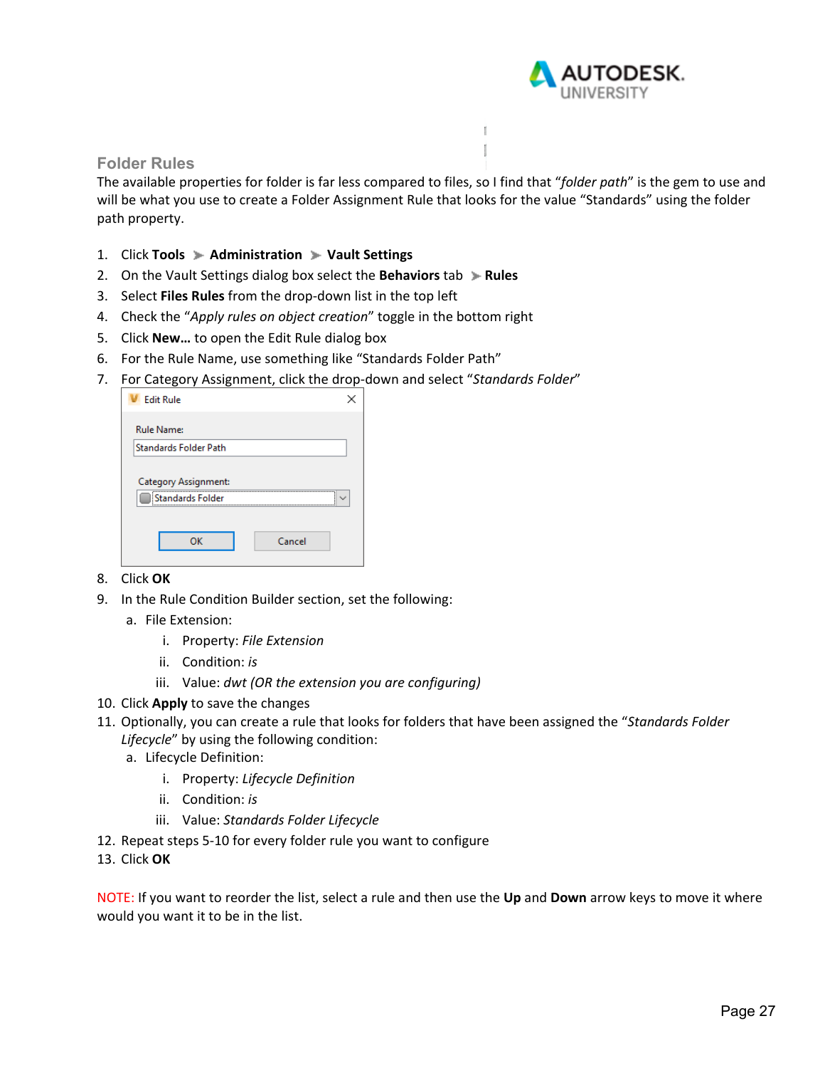## Folder Rules

The available properties for folder is far less compared to files, so I find that "*folder path*" is the gem to use and will be what you use to create a Folder Assignment Rule that looks for the value "Standards" using the folder path property.

1. Click **Tools** ➤ **Administration** ➤ **Vault Settings**
2. On the Vault Settings dialog box select the **Behaviors** tab ➤ **Rules**
3. Select **Files Rules** from the drop-down list in the top left
4. Check the "*Apply rules on object creation*" toggle in the bottom right
5. Click **New…** to open the Edit Rule dialog box
6. For the Rule Name, use something like "Standards Folder Path"
7. For Category Assignment, click the drop-down and select "*Standards Folder*"
8. Click **OK**
9. In the Rule Condition Builder section, set the following:
   a. File Extension:
      i. Property: *File Extension*
      ii. Condition: *is*
      iii. Value: *dwt (OR the extension you are configuring)*
10. Click **Apply** to save the changes
11. Optionally, you can create a rule that looks for folders that have been assigned the "*Standards Folder Lifecycle*" by using the following condition:
    a. Lifecycle Definition:
       i. Property: *Lifecycle Definition*
       ii. Condition: *is*
       iii. Value: *Standards Folder Lifecycle*
12. Repeat steps 5-10 for every folder rule you want to configure
13. Click **OK**

NOTE: If you want to reorder the list, select a rule and then use the **Up** and **Down** arrow keys to move it where would you want it to be in the list.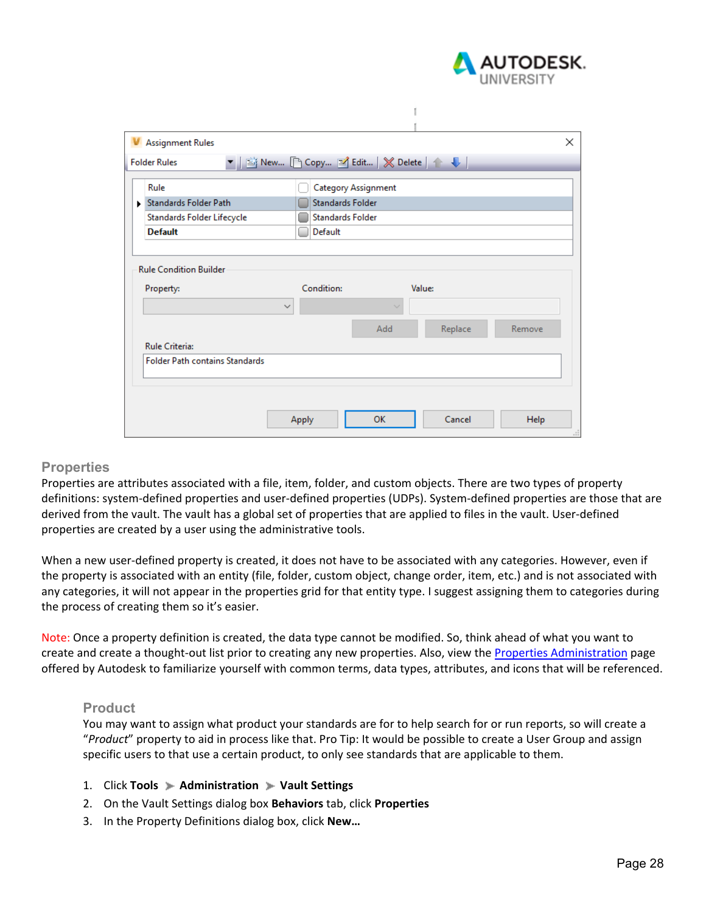## Properties

Properties are attributes associated with a file, item, folder, and custom objects. There are two types of property definitions: system-defined properties and user-defined properties (UDPs). System-defined properties are those that are derived from the vault. The vault has a global set of properties that are applied to files in the vault. User-defined properties are created by a user using the administrative tools.

When a new user-defined property is created, it does not have to be associated with any categories. However, even if the property is associated with an entity (file, folder, custom object, change order, item, etc.) and is not associated with any categories, it will not appear in the properties grid for that entity type. I suggest assigning them to categories during the process of creating them so it's easier.

Note: Once a property definition is created, the data type cannot be modified. So, think ahead of what you want to create and create a thought-out list prior to creating any new properties. Also, view the [Properties Administration](Properties Administration) page offered by Autodesk to familiarize yourself with common terms, data types, attributes, and icons that will be referenced.

### Product

You may want to assign what product your standards are for to help search for or run reports, so will create a "*Product*" property to aid in process like that. Pro Tip: It would be possible to create a User Group and assign specific users to that use a certain product, to only see standards that are applicable to them.

1. Click **Tools** ➤ **Administration** ➤ **Vault Settings**
2. On the Vault Settings dialog box **Behaviors** tab, click **Properties**
3. In the Property Definitions dialog box, click **New…**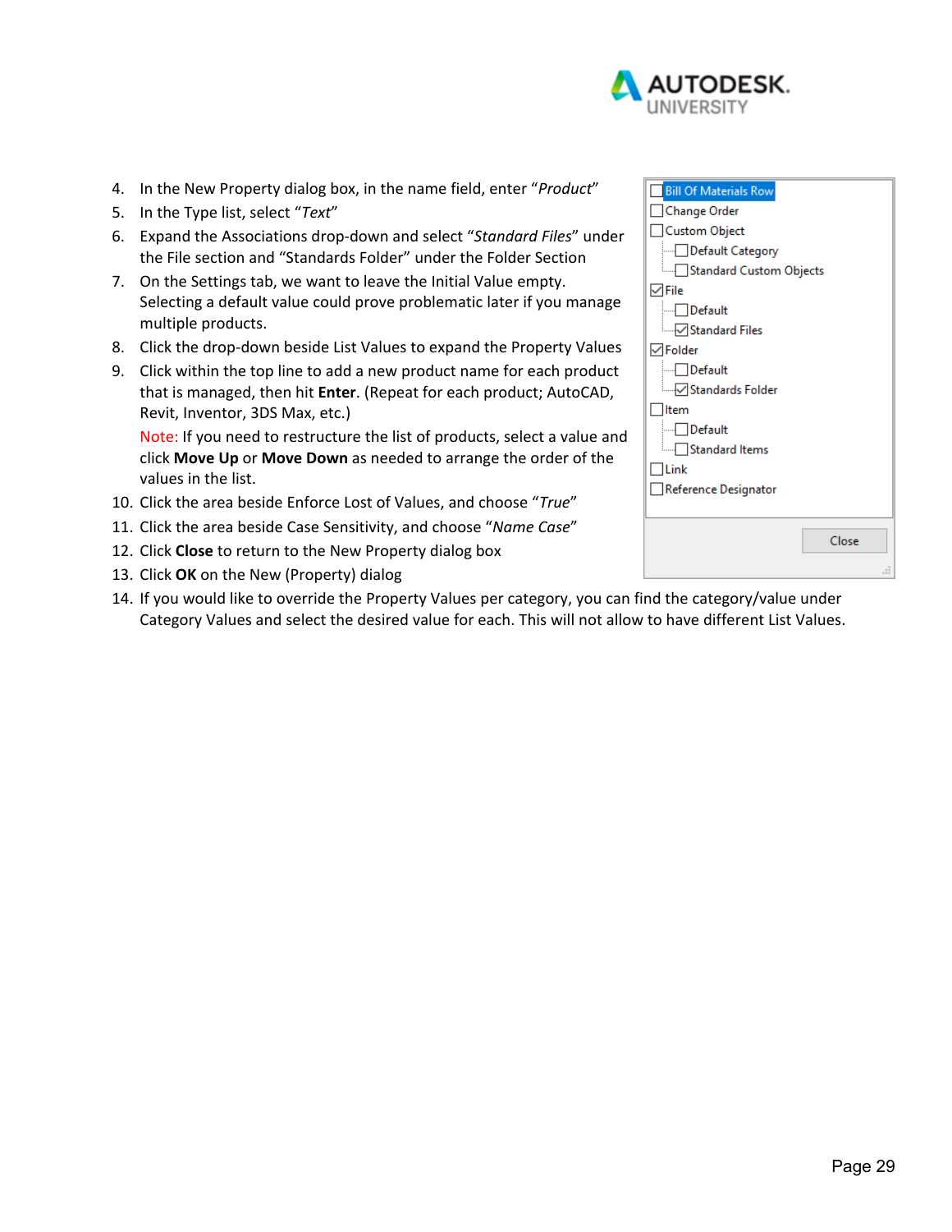4. In the New Property dialog box, in the name field, enter “*Product*”
5. In the Type list, select “*Text*”
6. Expand the Associations drop-down and select “*Standard Files*” under the File section and “Standards Folder” under the Folder Section
7. On the Settings tab, we want to leave the Initial Value empty. Selecting a default value could prove problematic later if you manage multiple products.
8. Click the drop-down beside List Values to expand the Property Values
9. Click within the top line to add a new product name for each product that is managed, then hit **Enter**. (Repeat for each product; AutoCAD, Revit, Inventor, 3DS Max, etc.)
   Note: If you need to restructure the list of products, select a value and click **Move Up** or **Move Down** as needed to arrange the order of the values in the list.
10. Click the area beside Enforce Lost of Values, and choose “*True*”
11. Click the area beside Case Sensitivity, and choose “*Name Case*”
12. Click **Close** to return to the New Property dialog box
13. Click **OK** on the New (Property) dialog
14. If you would like to override the Property Values per category, you can find the category/value under Category Values and select the desired value for each. This will not allow to have different List Values.

- [ ] Bill Of Materials Row
- [ ] Change Order
- [ ] Custom Object
  - [ ] Default Category
  - [ ] Standard Custom Objects
- [x] File
  - [ ] Default
  - [x] Standard Files
- [x] Folder
  - [ ] Default
  - [x] Standards Folder
- [ ] Item
  - [ ] Default
  - [ ] Standard Items
- [ ] Link
- [ ] Reference Designator

Close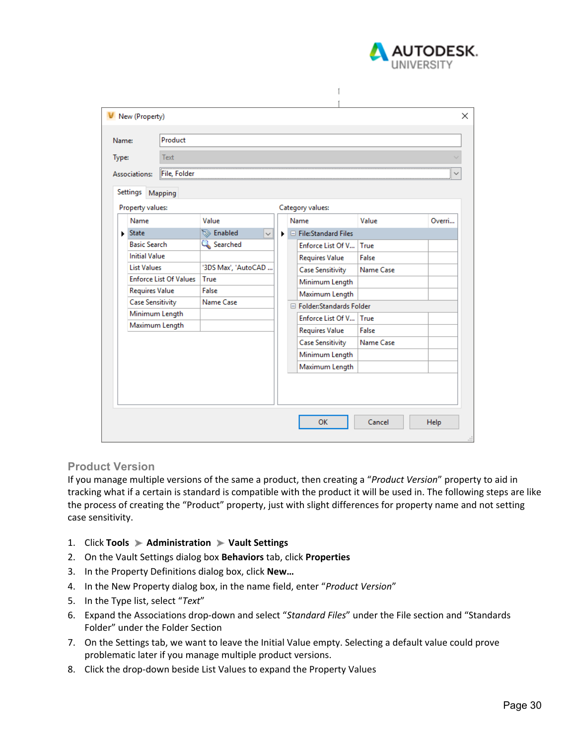## Product Version

If you manage multiple versions of the same a product, then creating a "*Product Version*" property to aid in tracking what if a certain is standard is compatible with the product it will be used in. The following steps are like the process of creating the "Product" property, just with slight differences for property name and not setting case sensitivity.

1. Click **Tools** ➤ **Administration** ➤ **Vault Settings**
2. On the Vault Settings dialog box **Behaviors** tab, click **Properties**
3. In the Property Definitions dialog box, click **New…**
4. In the New Property dialog box, in the name field, enter "*Product Version*"
5. In the Type list, select "*Text*"
6. Expand the Associations drop-down and select "*Standard Files*" under the File section and "Standards Folder" under the Folder Section
7. On the Settings tab, we want to leave the Initial Value empty. Selecting a default value could prove problematic later if you manage multiple product versions.
8. Click the drop-down beside List Values to expand the Property Values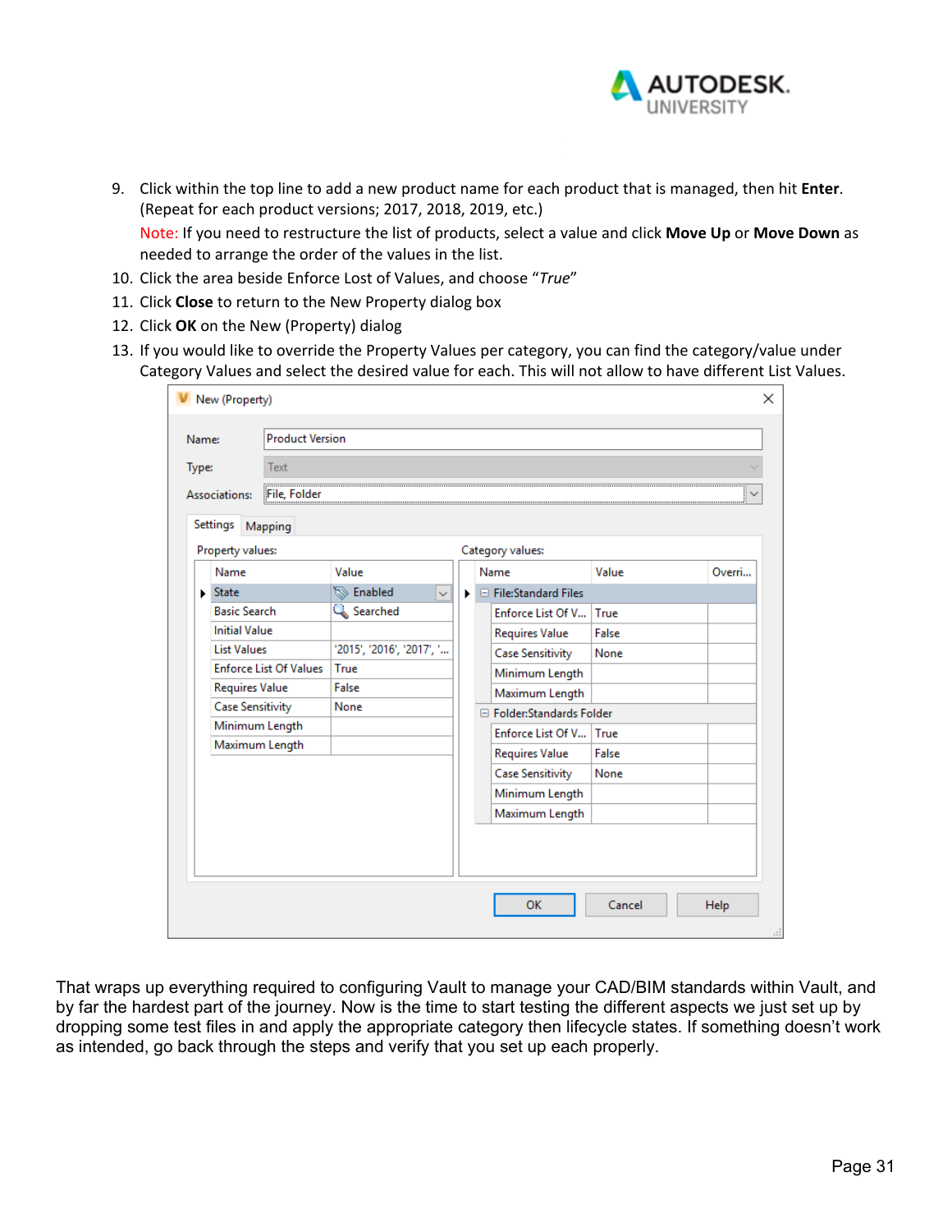9. Click within the top line to add a new product name for each product that is managed, then hit **Enter**. (Repeat for each product versions; 2017, 2018, 2019, etc.)
   Note: If you need to restructure the list of products, select a value and click **Move Up** or **Move Down** as needed to arrange the order of the values in the list.
10. Click the area beside Enforce Lost of Values, and choose "*True*"
11. Click **Close** to return to the New Property dialog box
12. Click **OK** on the New (Property) dialog
13. If you would like to override the Property Values per category, you can find the category/value under Category Values and select the desired value for each. This will not allow to have different List Values.

That wraps up everything required to configuring Vault to manage your CAD/BIM standards within Vault, and by far the hardest part of the journey. Now is the time to start testing the different aspects we just set up by dropping some test files in and apply the appropriate category then lifecycle states. If something doesn't work as intended, go back through the steps and verify that you set up each properly.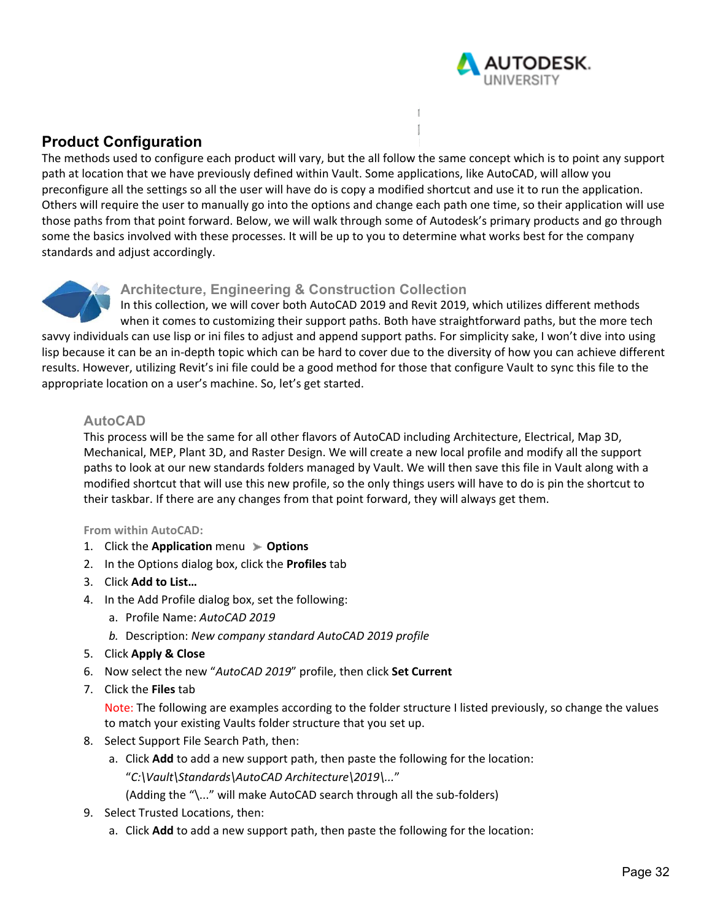## Product Configuration

The methods used to configure each product will vary, but the all follow the same concept which is to point any support path at location that we have previously defined within Vault. Some applications, like AutoCAD, will allow you preconfigure all the settings so all the user will have do is copy a modified shortcut and use it to run the application. Others will require the user to manually go into the options and change each path one time, so their application will use those paths from that point forward. Below, we will walk through some of Autodesk's primary products and go through some the basics involved with these processes. It will be up to you to determine what works best for the company standards and adjust accordingly.

### Architecture, Engineering & Construction Collection

In this collection, we will cover both AutoCAD 2019 and Revit 2019, which utilizes different methods when it comes to customizing their support paths. Both have straightforward paths, but the more tech savvy individuals can use lisp or ini files to adjust and append support paths. For simplicity sake, I won't dive into using lisp because it can be an in-depth topic which can be hard to cover due to the diversity of how you can achieve different results. However, utilizing Revit's ini file could be a good method for those that configure Vault to sync this file to the appropriate location on a user's machine. So, let's get started.

#### AutoCAD

This process will be the same for all other flavors of AutoCAD including Architecture, Electrical, Map 3D, Mechanical, MEP, Plant 3D, and Raster Design. We will create a new local profile and modify all the support paths to look at our new standards folders managed by Vault. We will then save this file in Vault along with a modified shortcut that will use this new profile, so the only things users will have to do is pin the shortcut to their taskbar. If there are any changes from that point forward, they will always get them.

**From within AutoCAD:**

1. Click the **Application** menu ➤ **Options**
2. In the Options dialog box, click the **Profiles** tab
3. Click **Add to List…**
4. In the Add Profile dialog box, set the following:
   a. Profile Name: *AutoCAD 2019*
   b. Description: *New company standard AutoCAD 2019 profile*
5. Click **Apply & Close**
6. Now select the new "*AutoCAD 2019*" profile, then click **Set Current**
7. Click the **Files** tab

   Note: The following are examples according to the folder structure I listed previously, so change the values to match your existing Vaults folder structure that you set up.
8. Select Support File Search Path, then:
   a. Click **Add** to add a new support path, then paste the following for the location:
      "*C:\Vault\Standards\AutoCAD Architecture\2019\...*"
      (Adding the "\..." will make AutoCAD search through all the sub-folders)
9. Select Trusted Locations, then:
   a. Click **Add** to add a new support path, then paste the following for the location: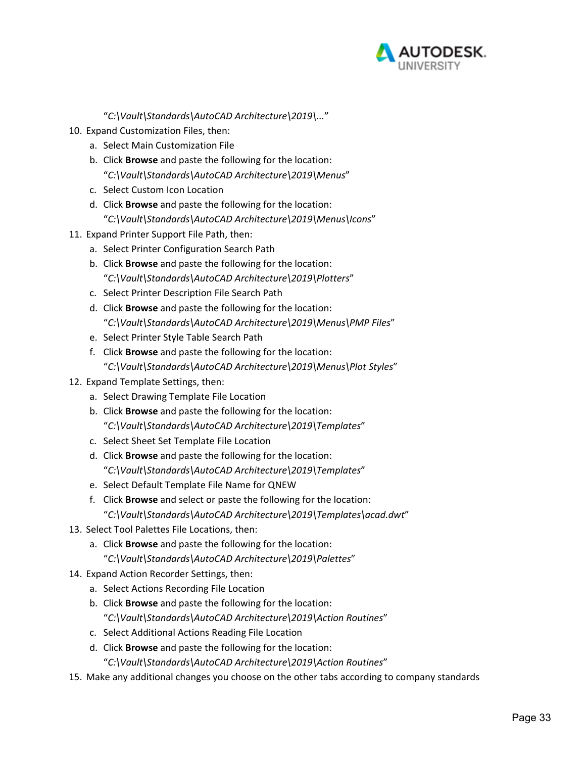"*C:\Vault\Standards\AutoCAD Architecture\2019\...*"

10. Expand Customization Files, then:
    a. Select Main Customization File
    b. Click **Browse** and paste the following for the location: "*C:\Vault\Standards\AutoCAD Architecture\2019\Menus*"
    c. Select Custom Icon Location
    d. Click **Browse** and paste the following for the location: "*C:\Vault\Standards\AutoCAD Architecture\2019\Menus\Icons*"
11. Expand Printer Support File Path, then:
    a. Select Printer Configuration Search Path
    b. Click **Browse** and paste the following for the location: "*C:\Vault\Standards\AutoCAD Architecture\2019\Plotters*"
    c. Select Printer Description File Search Path
    d. Click **Browse** and paste the following for the location: "*C:\Vault\Standards\AutoCAD Architecture\2019\Menus\PMP Files*"
    e. Select Printer Style Table Search Path
    f. Click **Browse** and paste the following for the location: "*C:\Vault\Standards\AutoCAD Architecture\2019\Menus\Plot Styles*"
12. Expand Template Settings, then:
    a. Select Drawing Template File Location
    b. Click **Browse** and paste the following for the location: "*C:\Vault\Standards\AutoCAD Architecture\2019\Templates*"
    c. Select Sheet Set Template File Location
    d. Click **Browse** and paste the following for the location: "*C:\Vault\Standards\AutoCAD Architecture\2019\Templates*"
    e. Select Default Template File Name for QNEW
    f. Click **Browse** and select or paste the following for the location: "*C:\Vault\Standards\AutoCAD Architecture\2019\Templates\acad.dwt*"
13. Select Tool Palettes File Locations, then:
    a. Click **Browse** and paste the following for the location: "*C:\Vault\Standards\AutoCAD Architecture\2019\Palettes*"
14. Expand Action Recorder Settings, then:
    a. Select Actions Recording File Location
    b. Click **Browse** and paste the following for the location: "*C:\Vault\Standards\AutoCAD Architecture\2019\Action Routines*"
    c. Select Additional Actions Reading File Location
    d. Click **Browse** and paste the following for the location: "*C:\Vault\Standards\AutoCAD Architecture\2019\Action Routines*"
15. Make any additional changes you choose on the other tabs according to company standards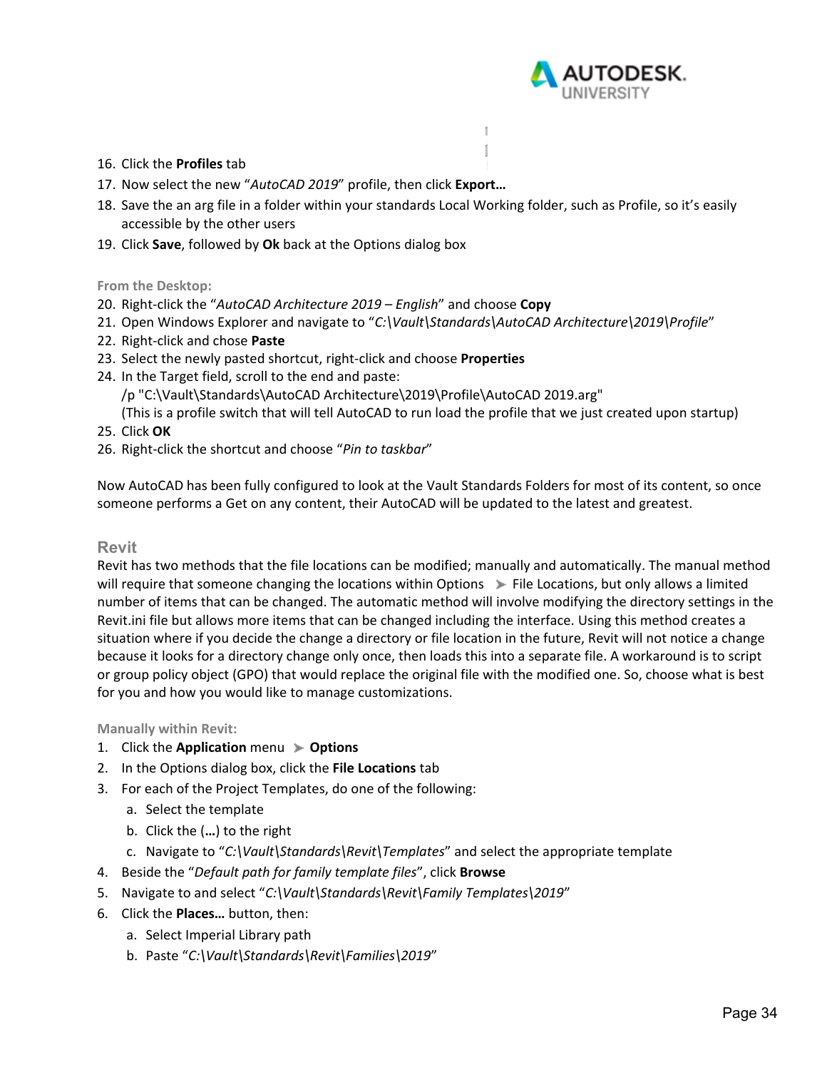16. Click the **Profiles** tab
17. Now select the new "*AutoCAD 2019*" profile, then click **Export…**
18. Save the an arg file in a folder within your standards Local Working folder, such as Profile, so it's easily accessible by the other users
19. Click **Save**, followed by **Ok** back at the Options dialog box

#### From the Desktop:

20. Right-click the "*AutoCAD Architecture 2019 – English*" and choose **Copy**
21. Open Windows Explorer and navigate to "*C:\Vault\Standards\AutoCAD Architecture\2019\Profile*"
22. Right-click and chose **Paste**
23. Select the newly pasted shortcut, right-click and choose **Properties**
24. In the Target field, scroll to the end and paste:
    /p "C:\Vault\Standards\AutoCAD Architecture\2019\Profile\AutoCAD 2019.arg"
    (This is a profile switch that will tell AutoCAD to run load the profile that we just created upon startup)
25. Click **OK**
26. Right-click the shortcut and choose "*Pin to taskbar*"

Now AutoCAD has been fully configured to look at the Vault Standards Folders for most of its content, so once someone performs a Get on any content, their AutoCAD will be updated to the latest and greatest.

### Revit

Revit has two methods that the file locations can be modified; manually and automatically. The manual method will require that someone changing the locations within Options ➤ File Locations, but only allows a limited number of items that can be changed. The automatic method will involve modifying the directory settings in the Revit.ini file but allows more items that can be changed including the interface. Using this method creates a situation where if you decide the change a directory or file location in the future, Revit will not notice a change because it looks for a directory change only once, then loads this into a separate file. A workaround is to script or group policy object (GPO) that would replace the original file with the modified one. So, choose what is best for you and how you would like to manage customizations.

#### Manually within Revit:

1. Click the **Application** menu ➤ **Options**
2. In the Options dialog box, click the **File Locations** tab
3. For each of the Project Templates, do one of the following:
    a. Select the template
    b. Click the (**…**) to the right
    c. Navigate to "*C:\Vault\Standards\Revit\Templates*" and select the appropriate template
4. Beside the "*Default path for family template files*", click **Browse**
5. Navigate to and select "*C:\Vault\Standards\Revit\Family Templates\2019*"
6. Click the **Places…** button, then:
    a. Select Imperial Library path
    b. Paste "*C:\Vault\Standards\Revit\Families\2019*"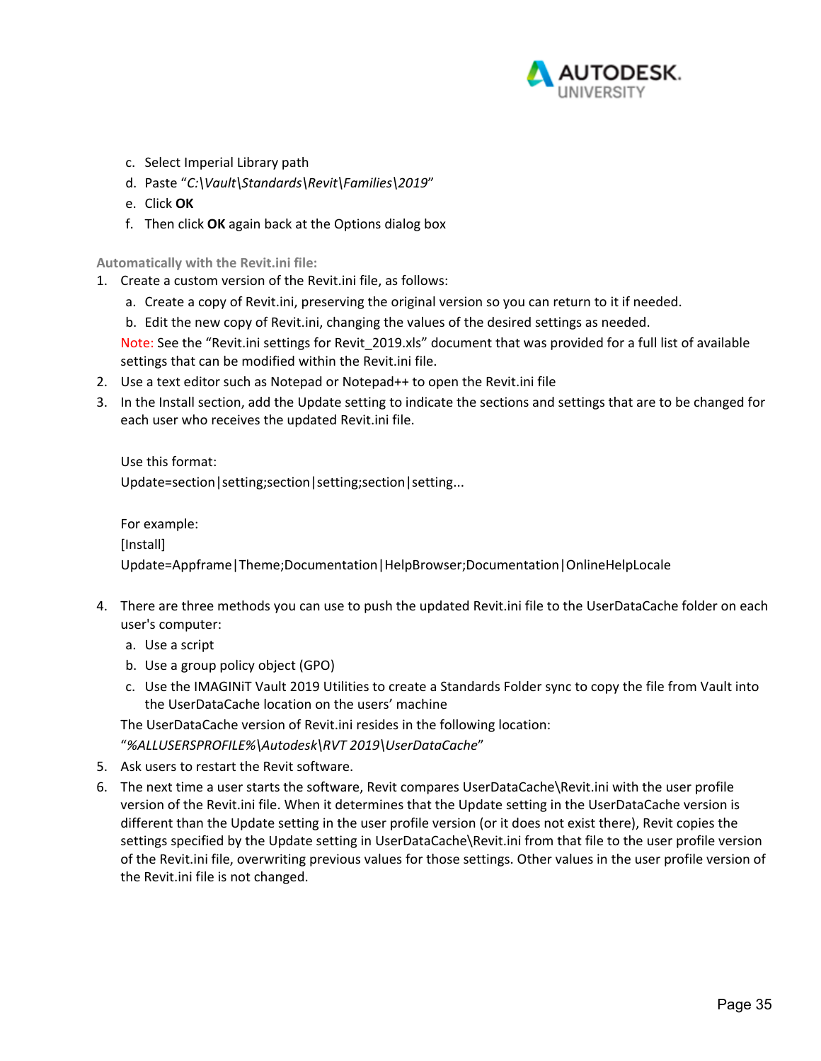c. Select Imperial Library path
d. Paste "*C:\Vault\Standards\Revit\Families\2019*"
e. Click **OK**
f. Then click **OK** again back at the Options dialog box

### Automatically with the Revit.ini file:

1. Create a custom version of the Revit.ini file, as follows:
   a. Create a copy of Revit.ini, preserving the original version so you can return to it if needed.
   b. Edit the new copy of Revit.ini, changing the values of the desired settings as needed.

   Note: See the "Revit.ini settings for Revit_2019.xls" document that was provided for a full list of available settings that can be modified within the Revit.ini file.
2. Use a text editor such as Notepad or Notepad++ to open the Revit.ini file
3. In the Install section, add the Update setting to indicate the sections and settings that are to be changed for each user who receives the updated Revit.ini file.

   Use this format:
   Update=section|setting;section|setting;section|setting...

   For example:
   [Install]
   Update=Appframe|Theme;Documentation|HelpBrowser;Documentation|OnlineHelpLocale

4. There are three methods you can use to push the updated Revit.ini file to the UserDataCache folder on each user's computer:
   a. Use a script
   b. Use a group policy object (GPO)
   c. Use the IMAGINiT Vault 2019 Utilities to create a Standards Folder sync to copy the file from Vault into the UserDataCache location on the users' machine

   The UserDataCache version of Revit.ini resides in the following location:
   "*%ALLUSERSPROFILE%\Autodesk\RVT 2019\UserDataCache*"
5. Ask users to restart the Revit software.
6. The next time a user starts the software, Revit compares UserDataCache\Revit.ini with the user profile version of the Revit.ini file. When it determines that the Update setting in the UserDataCache version is different than the Update setting in the user profile version (or it does not exist there), Revit copies the settings specified by the Update setting in UserDataCache\Revit.ini from that file to the user profile version of the Revit.ini file, overwriting previous values for those settings. Other values in the user profile version of the Revit.ini file is not changed.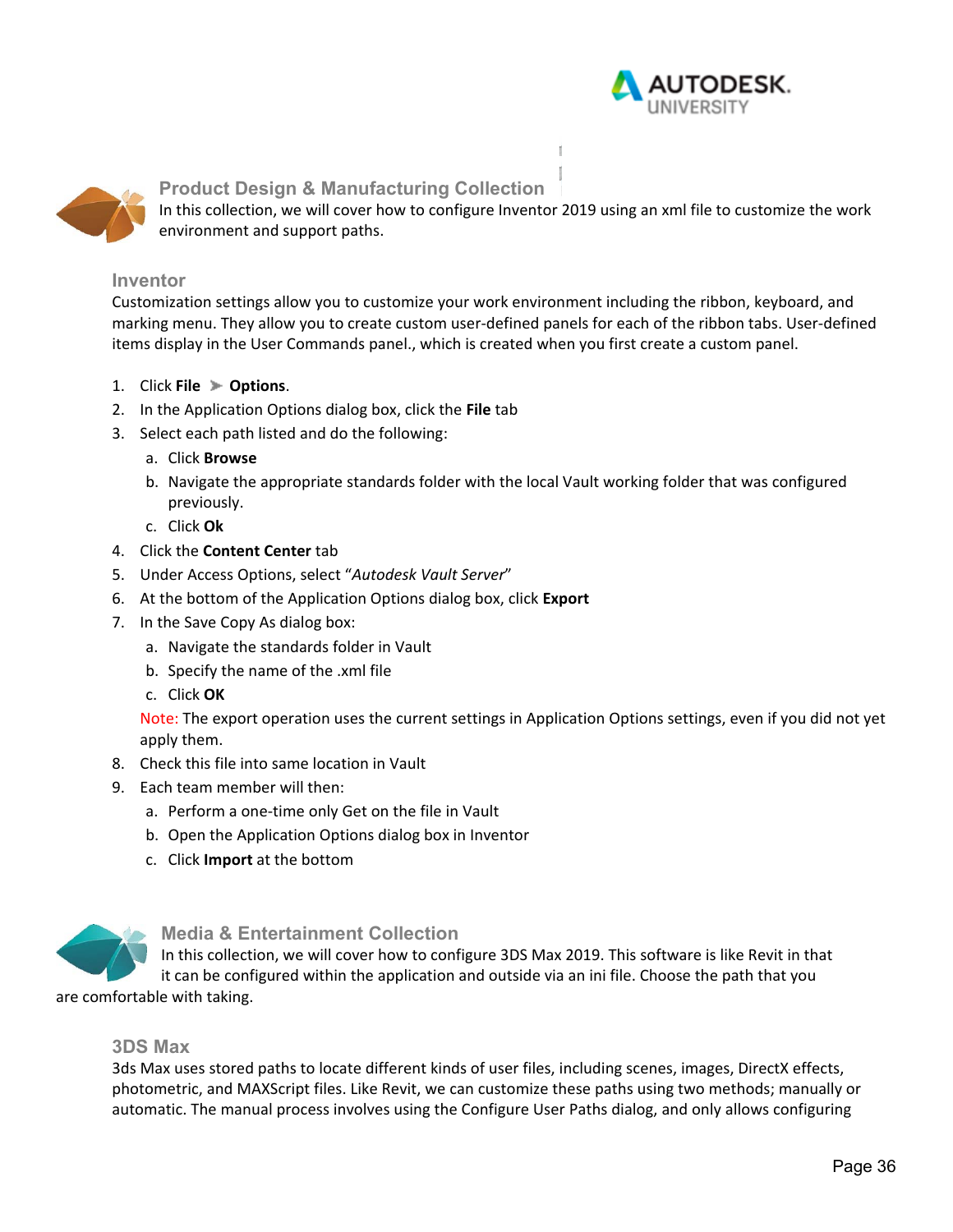## Product Design & Manufacturing Collection

In this collection, we will cover how to configure Inventor 2019 using an xml file to customize the work environment and support paths.

### Inventor

Customization settings allow you to customize your work environment including the ribbon, keyboard, and marking menu. They allow you to create custom user-defined panels for each of the ribbon tabs. User-defined items display in the User Commands panel., which is created when you first create a custom panel.

1. Click **File** ➤ **Options**.
2. In the Application Options dialog box, click the **File** tab
3. Select each path listed and do the following:
   a. Click **Browse**
   b. Navigate the appropriate standards folder with the local Vault working folder that was configured previously.
   c. Click **Ok**
4. Click the **Content Center** tab
5. Under Access Options, select "*Autodesk Vault Server*"
6. At the bottom of the Application Options dialog box, click **Export**
7. In the Save Copy As dialog box:
   a. Navigate the standards folder in Vault
   b. Specify the name of the .xml file
   c. Click **OK**

   Note: The export operation uses the current settings in Application Options settings, even if you did not yet apply them.
8. Check this file into same location in Vault
9. Each team member will then:
   a. Perform a one-time only Get on the file in Vault
   b. Open the Application Options dialog box in Inventor
   c. Click **Import** at the bottom

## Media & Entertainment Collection

In this collection, we will cover how to configure 3DS Max 2019. This software is like Revit in that it can be configured within the application and outside via an ini file. Choose the path that you are comfortable with taking.

### 3DS Max

3ds Max uses stored paths to locate different kinds of user files, including scenes, images, DirectX effects, photometric, and MAXScript files. Like Revit, we can customize these paths using two methods; manually or automatic. The manual process involves using the Configure User Paths dialog, and only allows configuring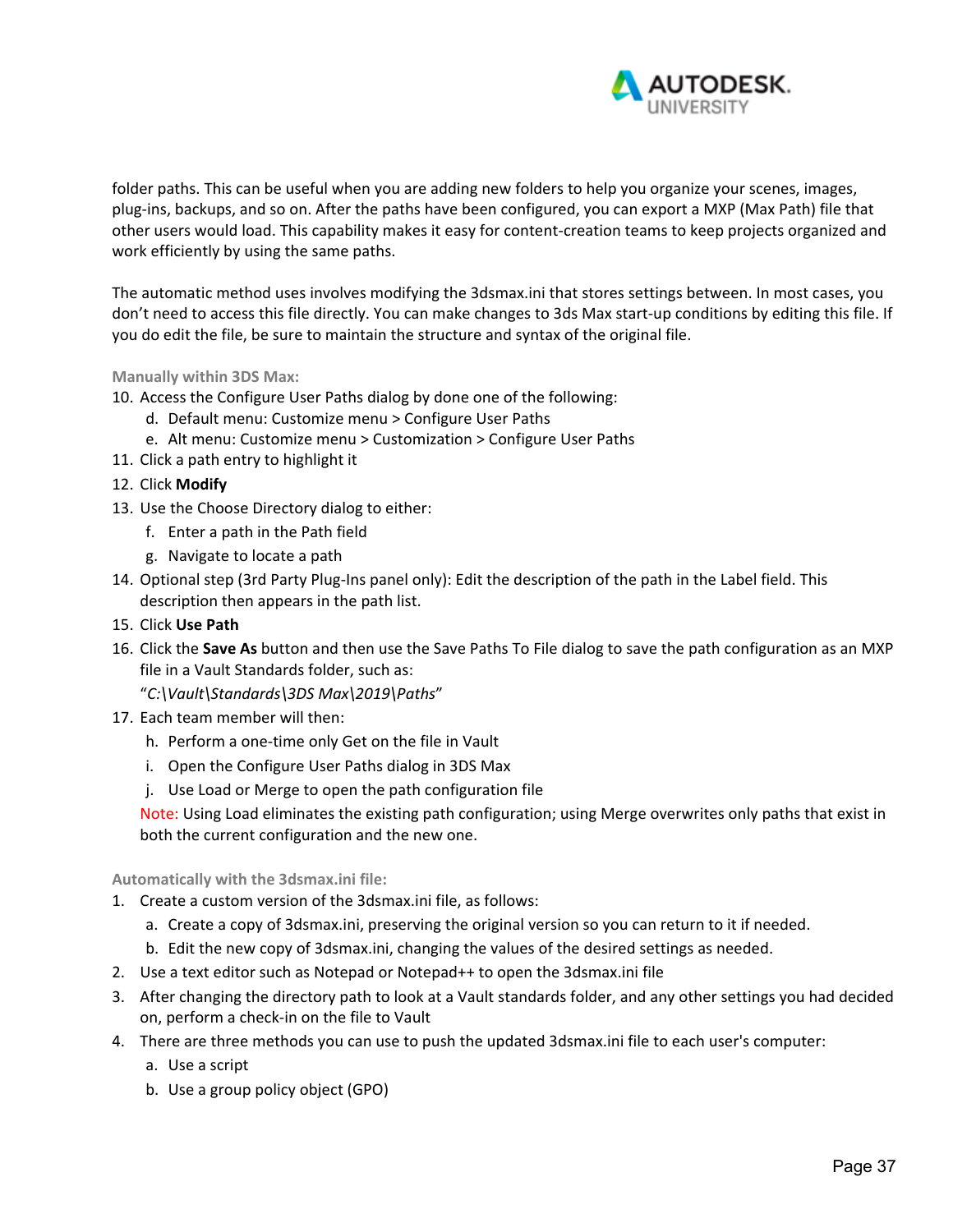folder paths. This can be useful when you are adding new folders to help you organize your scenes, images, plug-ins, backups, and so on. After the paths have been configured, you can export a MXP (Max Path) file that other users would load. This capability makes it easy for content-creation teams to keep projects organized and work efficiently by using the same paths.

The automatic method uses involves modifying the 3dsmax.ini that stores settings between. In most cases, you don't need to access this file directly. You can make changes to 3ds Max start-up conditions by editing this file. If you do edit the file, be sure to maintain the structure and syntax of the original file.

#### Manually within 3DS Max:

10. Access the Configure User Paths dialog by done one of the following:
    d. Default menu: Customize menu > Configure User Paths
    e. Alt menu: Customize menu > Customization > Configure User Paths
11. Click a path entry to highlight it
12. Click **Modify**
13. Use the Choose Directory dialog to either:
    f. Enter a path in the Path field
    g. Navigate to locate a path
14. Optional step (3rd Party Plug-Ins panel only): Edit the description of the path in the Label field. This description then appears in the path list.
15. Click **Use Path**
16. Click the **Save As** button and then use the Save Paths To File dialog to save the path configuration as an MXP file in a Vault Standards folder, such as:
    "*C:\Vault\Standards\3DS Max\2019\Paths*"
17. Each team member will then:
    h. Perform a one-time only Get on the file in Vault
    i. Open the Configure User Paths dialog in 3DS Max
    j. Use Load or Merge to open the path configuration file

    Note: Using Load eliminates the existing path configuration; using Merge overwrites only paths that exist in both the current configuration and the new one.

#### Automatically with the 3dsmax.ini file:

1. Create a custom version of the 3dsmax.ini file, as follows:
    a. Create a copy of 3dsmax.ini, preserving the original version so you can return to it if needed.
    b. Edit the new copy of 3dsmax.ini, changing the values of the desired settings as needed.
2. Use a text editor such as Notepad or Notepad++ to open the 3dsmax.ini file
3. After changing the directory path to look at a Vault standards folder, and any other settings you had decided on, perform a check-in on the file to Vault
4. There are three methods you can use to push the updated 3dsmax.ini file to each user's computer:
    a. Use a script
    b. Use a group policy object (GPO)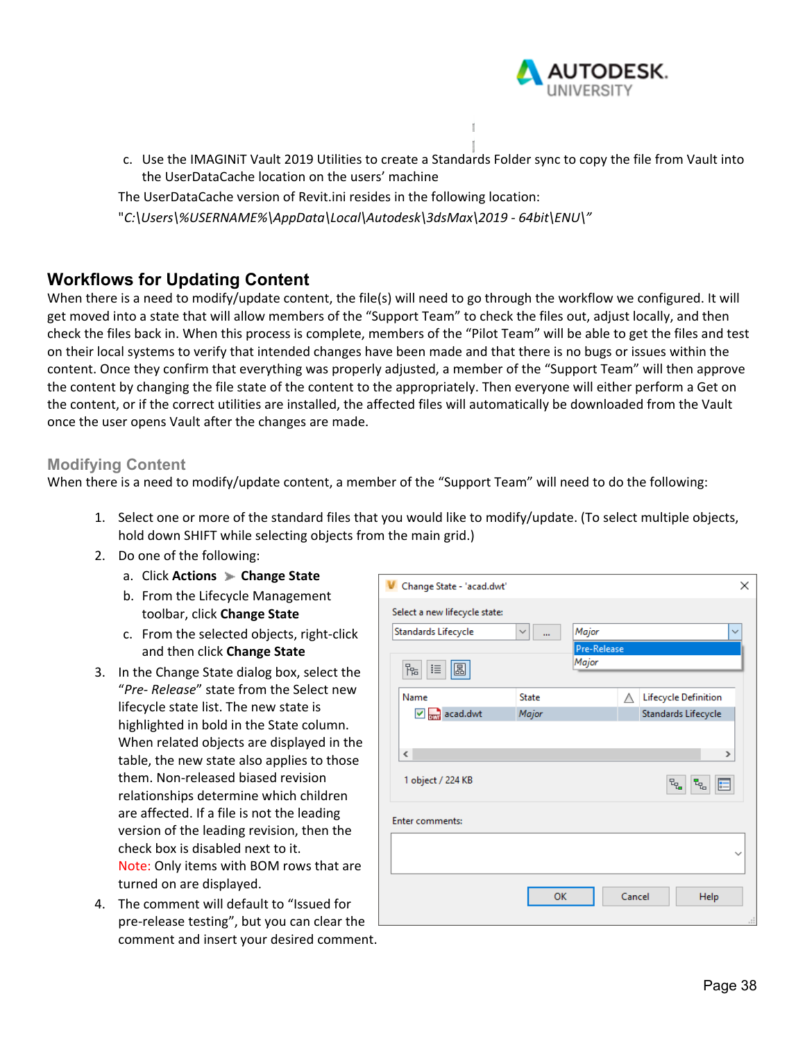c. Use the IMAGINiT Vault 2019 Utilities to create a Standards Folder sync to copy the file from Vault into the UserDataCache location on the users' machine

The UserDataCache version of Revit.ini resides in the following location:

"*C:\Users\%USERNAME%\AppData\Local\Autodesk\3dsMax\2019 - 64bit\ENU\*"

## Workflows for Updating Content

When there is a need to modify/update content, the file(s) will need to go through the workflow we configured. It will get moved into a state that will allow members of the "Support Team" to check the files out, adjust locally, and then check the files back in. When this process is complete, members of the "Pilot Team" will be able to get the files and test on their local systems to verify that intended changes have been made and that there is no bugs or issues within the content. Once they confirm that everything was properly adjusted, a member of the "Support Team" will then approve the content by changing the file state of the content to the appropriately. Then everyone will either perform a Get on the content, or if the correct utilities are installed, the affected files will automatically be downloaded from the Vault once the user opens Vault after the changes are made.

### Modifying Content

When there is a need to modify/update content, a member of the "Support Team" will need to do the following:

1. Select one or more of the standard files that you would like to modify/update. (To select multiple objects, hold down SHIFT while selecting objects from the main grid.)
2. Do one of the following:
   a. Click **Actions** ➤ **Change State**
   b. From the Lifecycle Management toolbar, click **Change State**
   c. From the selected objects, right-click and then click **Change State**
3. In the Change State dialog box, select the "*Pre- Release*" state from the Select new lifecycle state list. The new state is highlighted in bold in the State column. When related objects are displayed in the table, the new state also applies to those them. Non-released biased revision relationships determine which children are affected. If a file is not the leading version of the leading revision, then the check box is disabled next to it.
   Note: Only items with BOM rows that are turned on are displayed.
4. The comment will default to "Issued for pre-release testing", but you can clear the comment and insert your desired comment.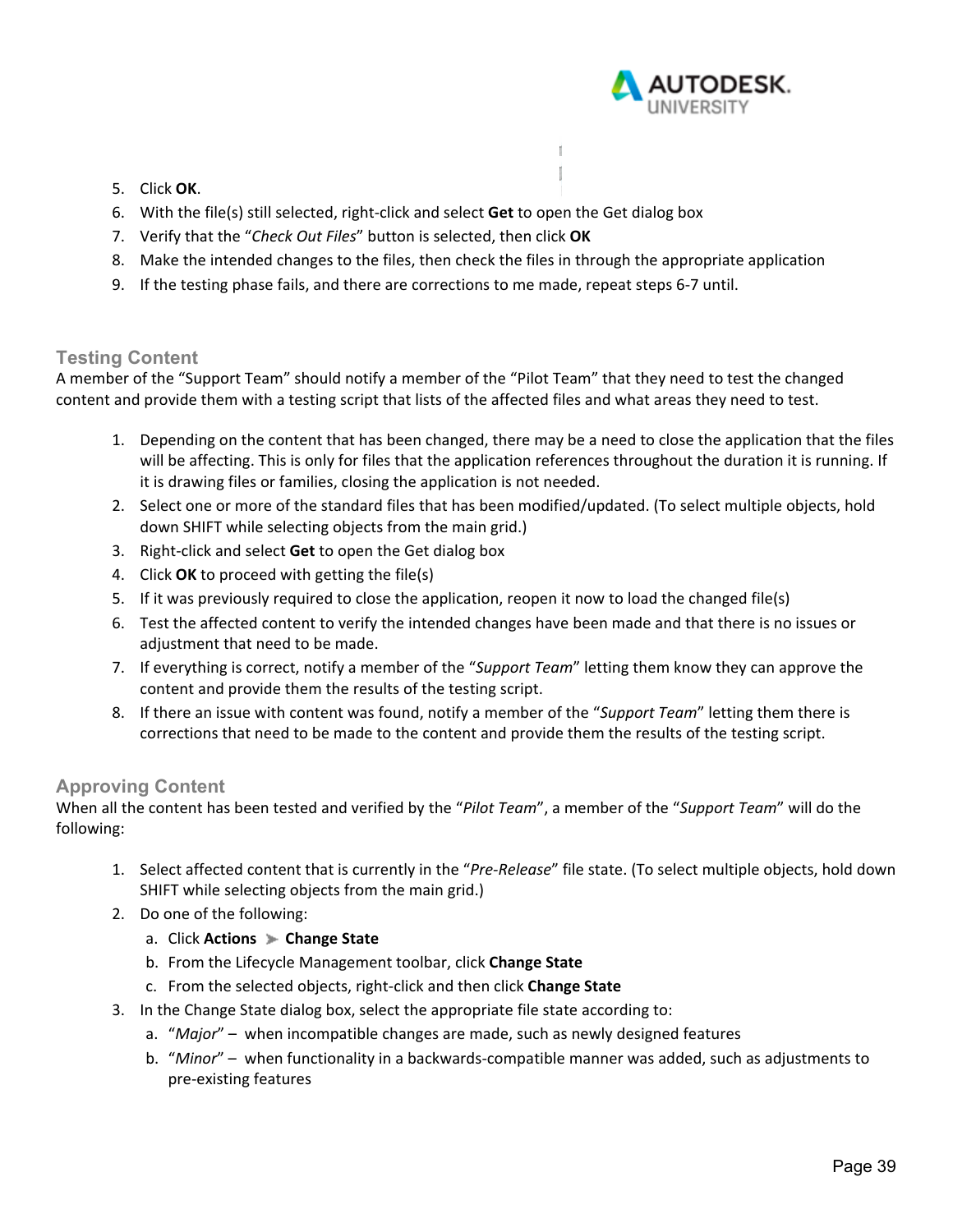5. Click **OK**.
6. With the file(s) still selected, right-click and select **Get** to open the Get dialog box
7. Verify that the "*Check Out Files*" button is selected, then click **OK**
8. Make the intended changes to the files, then check the files in through the appropriate application
9. If the testing phase fails, and there are corrections to me made, repeat steps 6-7 until.

### Testing Content

A member of the "Support Team" should notify a member of the "Pilot Team" that they need to test the changed content and provide them with a testing script that lists of the affected files and what areas they need to test.

1. Depending on the content that has been changed, there may be a need to close the application that the files will be affecting. This is only for files that the application references throughout the duration it is running. If it is drawing files or families, closing the application is not needed.
2. Select one or more of the standard files that has been modified/updated. (To select multiple objects, hold down SHIFT while selecting objects from the main grid.)
3. Right-click and select **Get** to open the Get dialog box
4. Click **OK** to proceed with getting the file(s)
5. If it was previously required to close the application, reopen it now to load the changed file(s)
6. Test the affected content to verify the intended changes have been made and that there is no issues or adjustment that need to be made.
7. If everything is correct, notify a member of the "*Support Team*" letting them know they can approve the content and provide them the results of the testing script.
8. If there an issue with content was found, notify a member of the "*Support Team*" letting them there is corrections that need to be made to the content and provide them the results of the testing script.

### Approving Content

When all the content has been tested and verified by the "*Pilot Team*", a member of the "*Support Team*" will do the following:

1. Select affected content that is currently in the "*Pre-Release*" file state. (To select multiple objects, hold down SHIFT while selecting objects from the main grid.)
2. Do one of the following:
   a. Click **Actions** ➤ **Change State**
   b. From the Lifecycle Management toolbar, click **Change State**
   c. From the selected objects, right-click and then click **Change State**
3. In the Change State dialog box, select the appropriate file state according to:
   a. "*Major*" – when incompatible changes are made, such as newly designed features
   b. "*Minor*" – when functionality in a backwards-compatible manner was added, such as adjustments to pre-existing features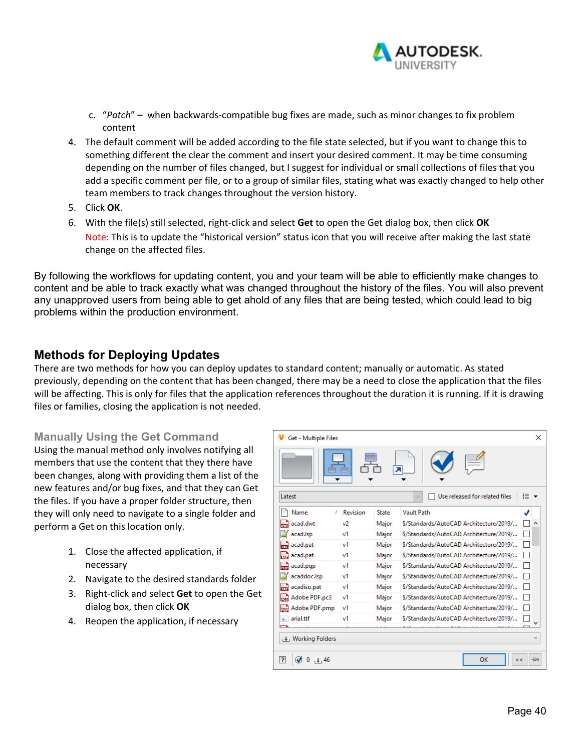c. "*Patch*" – when backwards-compatible bug fixes are made, such as minor changes to fix problem content

4. The default comment will be added according to the file state selected, but if you want to change this to something different the clear the comment and insert your desired comment. It may be time consuming depending on the number of files changed, but I suggest for individual or small collections of files that you add a specific comment per file, or to a group of similar files, stating what was exactly changed to help other team members to track changes throughout the version history.
5. Click **OK**.
6. With the file(s) still selected, right-click and select **Get** to open the Get dialog box, then click **OK**

   Note: This is to update the "historical version" status icon that you will receive after making the last state change on the affected files.

By following the workflows for updating content, you and your team will be able to efficiently make changes to content and be able to track exactly what was changed throughout the history of the files. You will also prevent any unapproved users from being able to get ahold of any files that are being tested, which could lead to big problems within the production environment.

## Methods for Deploying Updates

There are two methods for how you can deploy updates to standard content; manually or automatic. As stated previously, depending on the content that has been changed, there may be a need to close the application that the files will be affecting. This is only for files that the application references throughout the duration it is running. If it is drawing files or families, closing the application is not needed.

### Manually Using the Get Command

Using the manual method only involves notifying all members that use the content that they there have been changes, along with providing them a list of the new features and/or bug fixes, and that they can Get the files. If you have a proper folder structure, then they will only need to navigate to a single folder and perform a Get on this location only.

1. Close the affected application, if necessary
2. Navigate to the desired standards folder
3. Right-click and select **Get** to open the Get dialog box, then click **OK**
4. Reopen the application, if necessary

Get - Multiple Files

Latest | Use released for related files

| Name | Revision | State | Vault Path |
|---|---|---|---|
| acad.dwt | v2 | Major | $/Standards/AutoCAD Architecture/2019/... |
| acad.lsp | v1 | Major | $/Standards/AutoCAD Architecture/2019/... |
| acad.pat | v1 | Major | $/Standards/AutoCAD Architecture/2019/... |
| acad.pat | v1 | Major | $/Standards/AutoCAD Architecture/2019/... |
| acad.pgp | v1 | Major | $/Standards/AutoCAD Architecture/2019/... |
| acaddoc.lsp | v1 | Major | $/Standards/AutoCAD Architecture/2019/... |
| acadiso.pat | v1 | Major | $/Standards/AutoCAD Architecture/2019/... |
| Adobe PDF.pc3 | v1 | Major | $/Standards/AutoCAD Architecture/2019/... |
| Adobe PDF.pmp | v1 | Major | $/Standards/AutoCAD Architecture/2019/... |
| arial.ttf | v1 | Major | $/Standards/AutoCAD Architecture/2019/... |

Working Folders

0 46 OK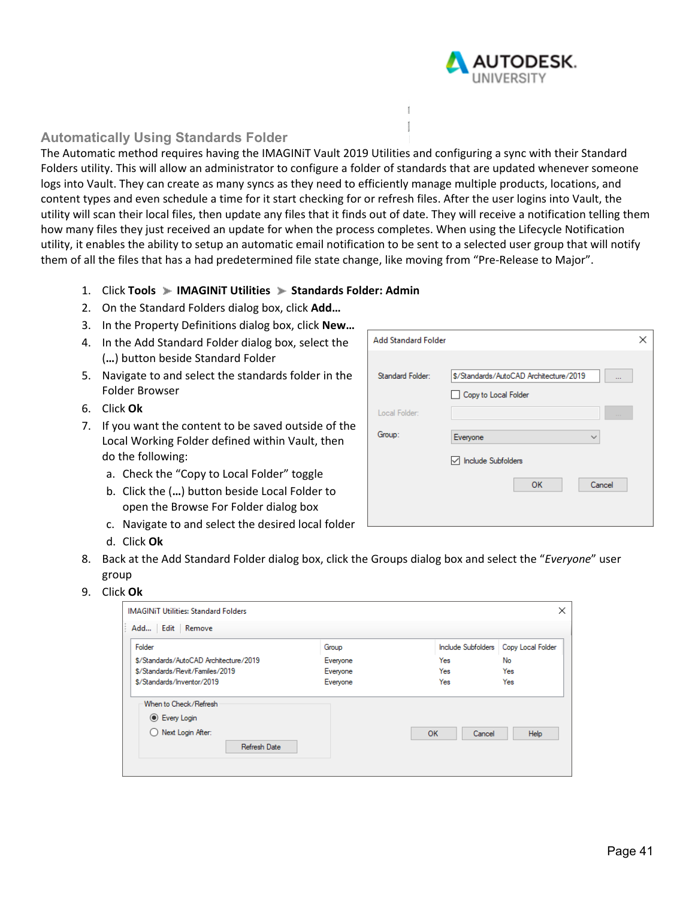## Automatically Using Standards Folder

The Automatic method requires having the IMAGINiT Vault 2019 Utilities and configuring a sync with their Standard Folders utility. This will allow an administrator to configure a folder of standards that are updated whenever someone logs into Vault. They can create as many syncs as they need to efficiently manage multiple products, locations, and content types and even schedule a time for it start checking for or refresh files. After the user logins into Vault, the utility will scan their local files, then update any files that it finds out of date. They will receive a notification telling them how many files they just received an update for when the process completes. When using the Lifecycle Notification utility, it enables the ability to setup an automatic email notification to be sent to a selected user group that will notify them of all the files that has a had predetermined file state change, like moving from “Pre-Release to Major”.

1. Click **Tools** ➤ **IMAGINiT Utilities** ➤ **Standards Folder: Admin**
2. On the Standard Folders dialog box, click **Add…**
3. In the Property Definitions dialog box, click **New…**
4. In the Add Standard Folder dialog box, select the (**…**) button beside Standard Folder
5. Navigate to and select the standards folder in the Folder Browser
6. Click **Ok**
7. If you want the content to be saved outside of the Local Working Folder defined within Vault, then do the following:
   a. Check the “Copy to Local Folder” toggle
   b. Click the (**…**) button beside Local Folder to open the Browse For Folder dialog box
   c. Navigate to and select the desired local folder
   d. Click **Ok**
8. Back at the Add Standard Folder dialog box, click the Groups dialog box and select the “*Everyone*” user group
9. Click **Ok**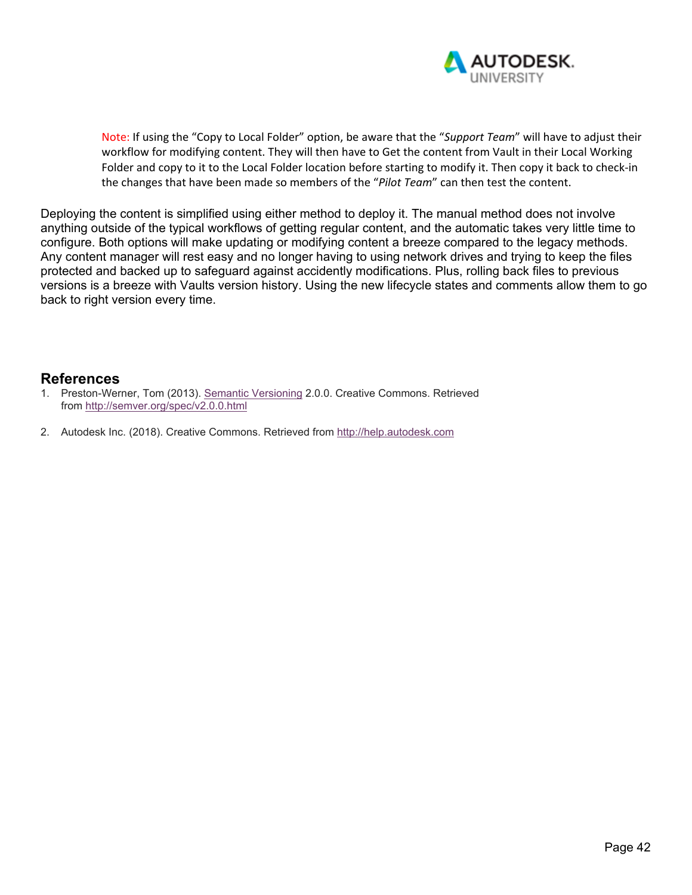Note: If using the "Copy to Local Folder" option, be aware that the "*Support Team*" will have to adjust their workflow for modifying content. They will then have to Get the content from Vault in their Local Working Folder and copy to it to the Local Folder location before starting to modify it. Then copy it back to check-in the changes that have been made so members of the "*Pilot Team*" can then test the content.

Deploying the content is simplified using either method to deploy it. The manual method does not involve anything outside of the typical workflows of getting regular content, and the automatic takes very little time to configure. Both options will make updating or modifying content a breeze compared to the legacy methods. Any content manager will rest easy and no longer having to using network drives and trying to keep the files protected and backed up to safeguard against accidently modifications. Plus, rolling back files to previous versions is a breeze with Vaults version history. Using the new lifecycle states and comments allow them to go back to right version every time.

## References

1. Preston-Werner, Tom (2013). Semantic Versioning 2.0.0. Creative Commons. Retrieved from http://semver.org/spec/v2.0.0.html

2. Autodesk Inc. (2018). Creative Commons. Retrieved from http://help.autodesk.com